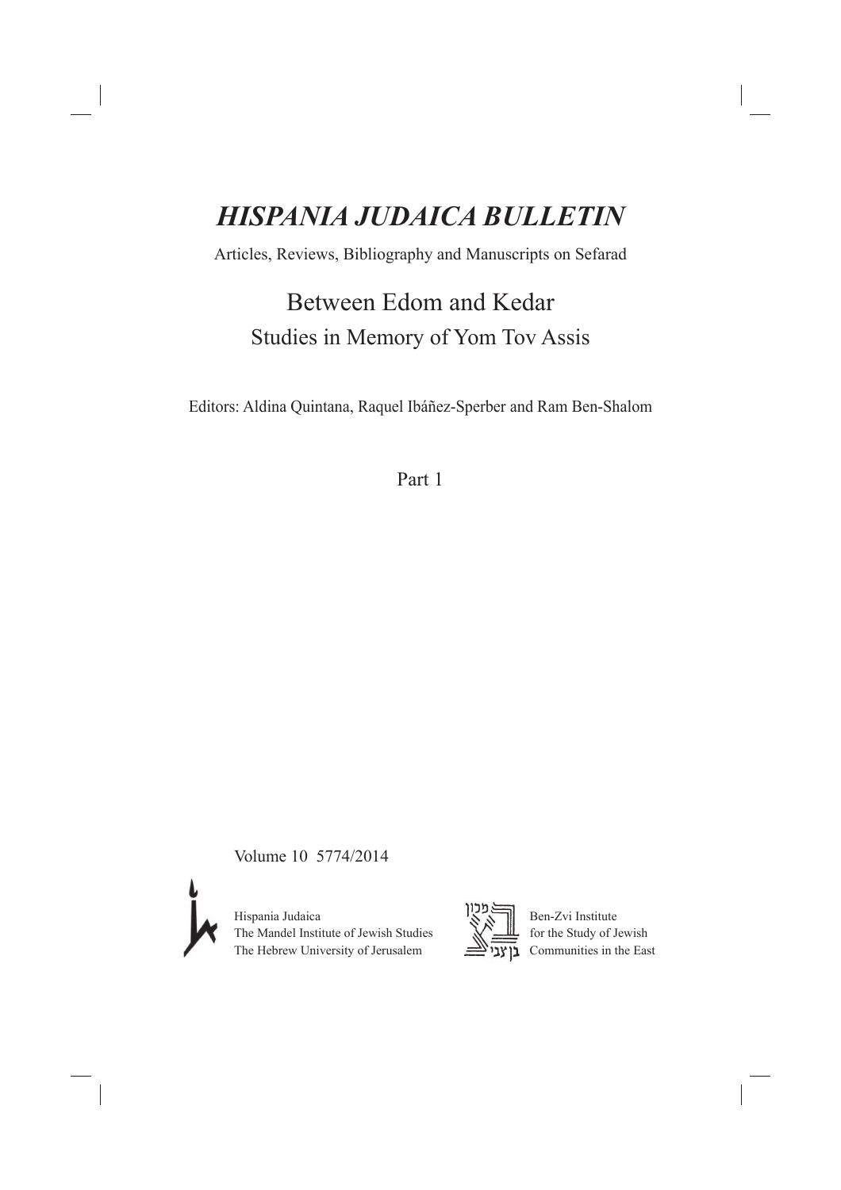# *HISPANIA JUDAICA BULLETIN*

Articles, Reviews, Bibliography and Manuscripts on Sefarad

## Between Edom and Kedar

### Studies in Memory of Yom Tov Assis

Editors: Aldina Quintana, Raquel Ibáñez-Sperber and Ram Ben-Shalom

Part 1

Volume 10 5774/2014

Hispania Judaica
The Mandel Institute of Jewish Studies
The Hebrew University of Jerusalem

מכון בן צבי

Ben-Zvi Institute
for the Study of Jewish
Communities in the East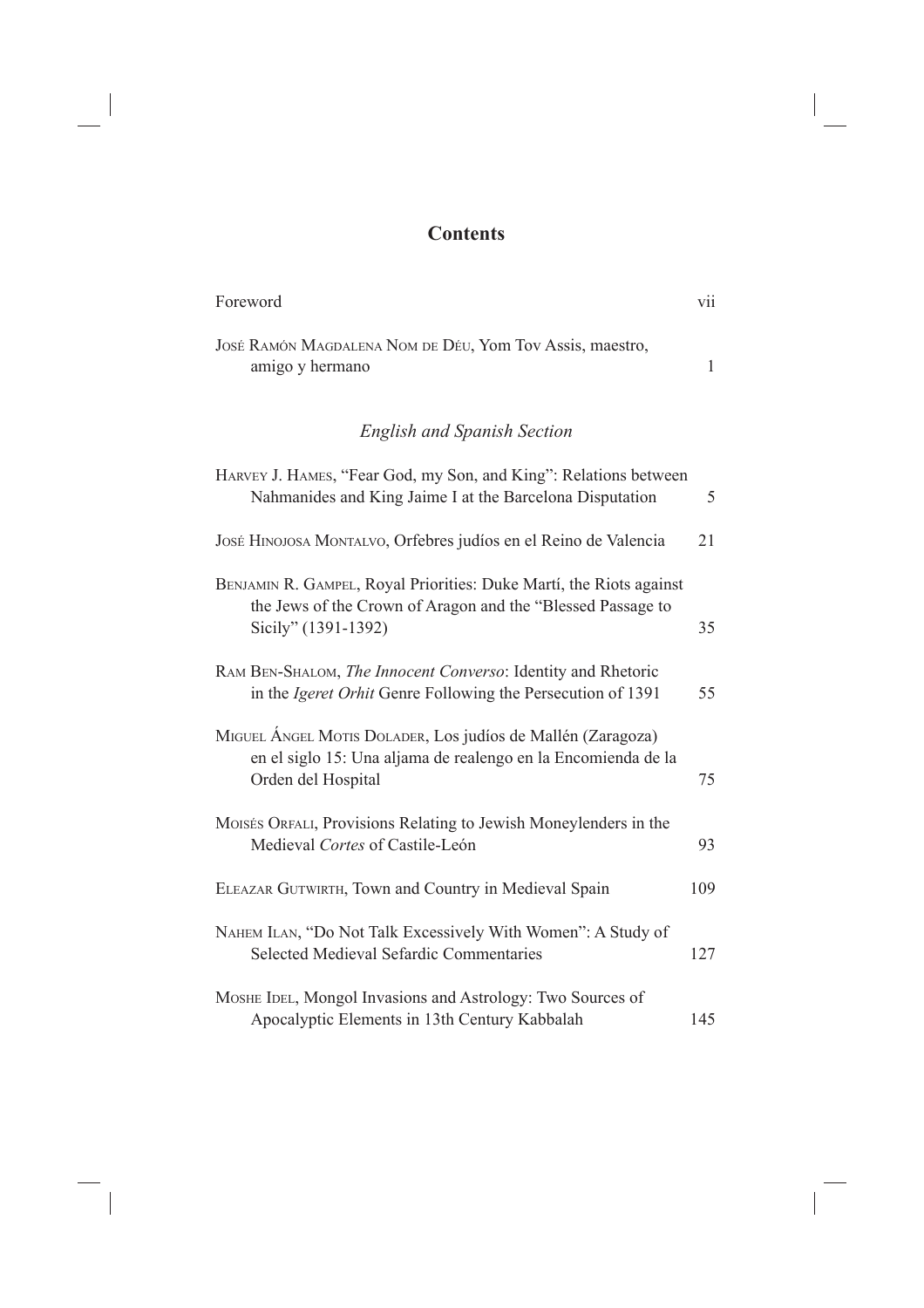# Contents

Foreword vii

José Ramón Magdalena Nom de Déu, Yom Tov Assis, maestro, amigo y hermano 1

## *English and Spanish Section*

Harvey J. Hames, "Fear God, my Son, and King": Relations between Nahmanides and King Jaime I at the Barcelona Disputation 5

José Hinojosa Montalvo, Orfebres judíos en el Reino de Valencia 21

Benjamin R. Gampel, Royal Priorities: Duke Martí, the Riots against the Jews of the Crown of Aragon and the "Blessed Passage to Sicily" (1391-1392) 35

Ram Ben-Shalom, *The Innocent Converso*: Identity and Rhetoric in the *Igeret Orhit* Genre Following the Persecution of 1391 55

Miguel Ángel Motis Dolader, Los judíos de Mallén (Zaragoza) en el siglo 15: Una aljama de realengo en la Encomienda de la Orden del Hospital 75

Moisés Orfali, Provisions Relating to Jewish Moneylenders in the Medieval *Cortes* of Castile-León 93

Eleazar Gutwirth, Town and Country in Medieval Spain 109

Nahem Ilan, "Do Not Talk Excessively With Women": A Study of Selected Medieval Sefardic Commentaries 127

Moshe Idel, Mongol Invasions and Astrology: Two Sources of Apocalyptic Elements in 13th Century Kabbalah 145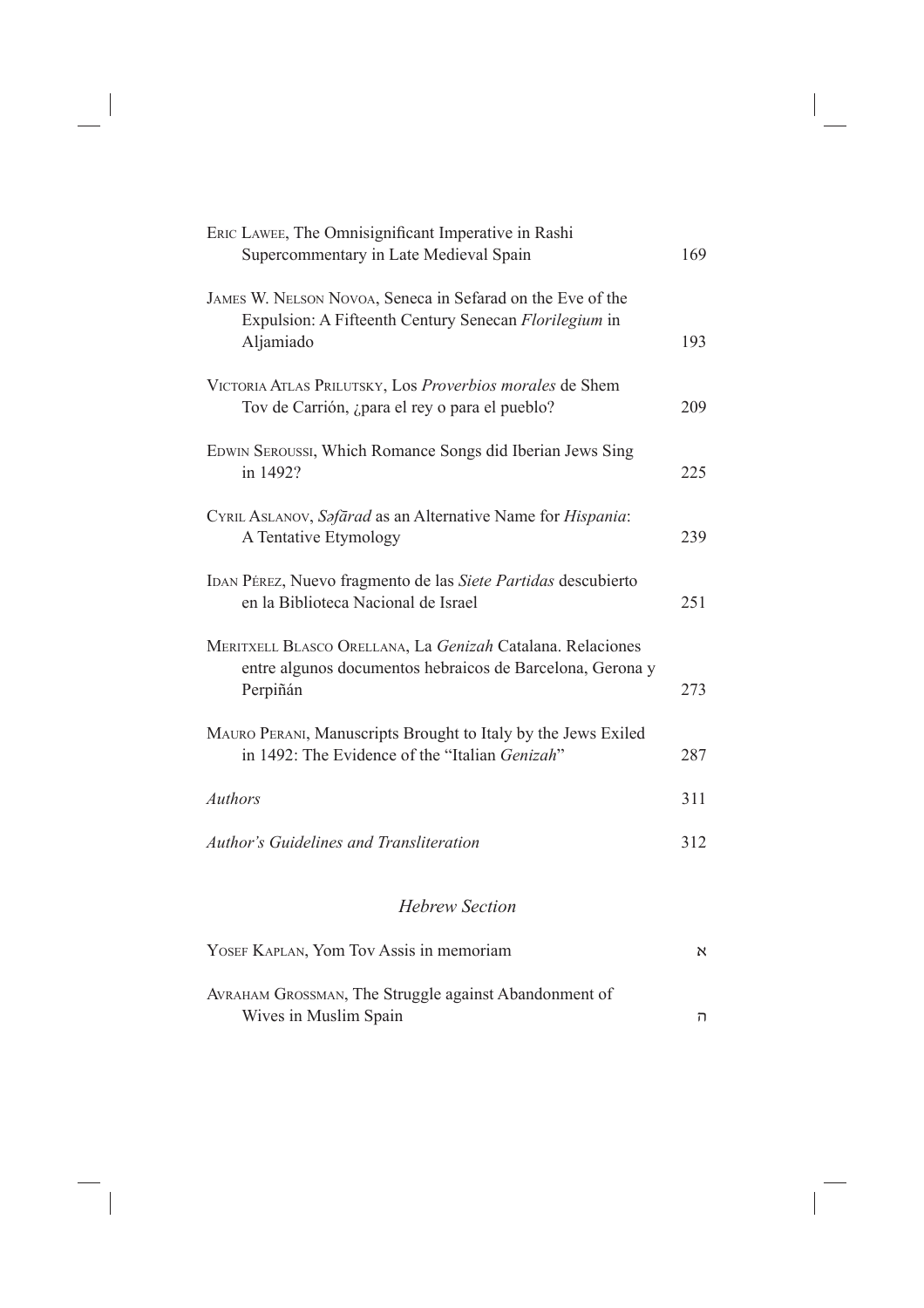Eric Lawee, The Omnisignificant Imperative in Rashi Supercommentary in Late Medieval Spain 169

James W. Nelson Novoa, Seneca in Sefarad on the Eve of the Expulsion: A Fifteenth Century Senecan *Florilegium* in Aljamiado 193

Victoria Atlas Prilutsky, Los *Proverbios morales* de Shem Tov de Carrión, ¿para el rey o para el pueblo? 209

Edwin Seroussi, Which Romance Songs did Iberian Jews Sing in 1492? 225

Cyril Aslanov, *Səfārad* as an Alternative Name for *Hispania*: A Tentative Etymology 239

Idan Pérez, Nuevo fragmento de las *Siete Partidas* descubierto en la Biblioteca Nacional de Israel 251

Meritxell Blasco Orellana, La *Genizah* Catalana. Relaciones entre algunos documentos hebraicos de Barcelona, Gerona y Perpiñán 273

Mauro Perani, Manuscripts Brought to Italy by the Jews Exiled in 1492: The Evidence of the "Italian *Genizah*" 287

*Authors* 311

*Author's Guidelines and Transliteration* 312

## *Hebrew Section*

Yosef Kaplan, Yom Tov Assis in memoriam א

Avraham Grossman, The Struggle against Abandonment of Wives in Muslim Spain ה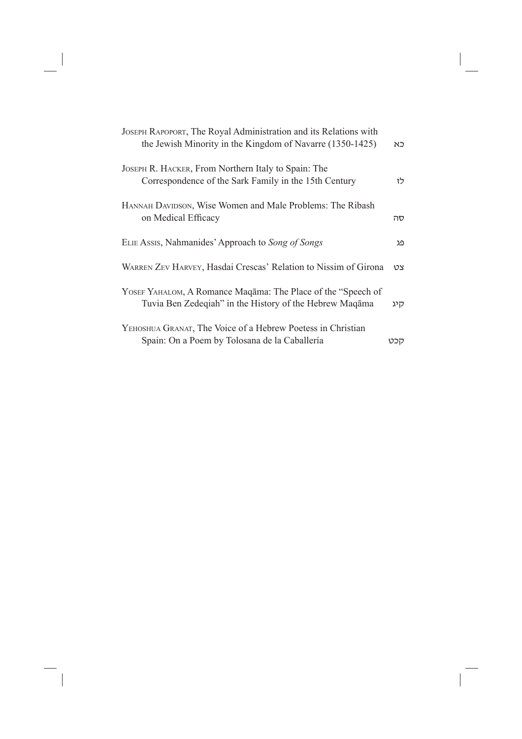Joseph Rapoport, The Royal Administration and its Relations with the Jewish Minority in the Kingdom of Navarre (1350-1425) כא

Joseph R. Hacker, From Northern Italy to Spain: The Correspondence of the Sark Family in the 15th Century לז

Hannah Davidson, Wise Women and Male Problems: The Ribash on Medical Efficacy סה

Elie Assis, Nahmanides' Approach to *Song of Songs* פג

Warren Zev Harvey, Hasdai Crescas' Relation to Nissim of Girona צט

Yosef Yahalom, A Romance Maqāma: The Place of the "Speech of Tuvia Ben Zedeqiah" in the History of the Hebrew Maqāma קיג

Yehoshua Granat, The Voice of a Hebrew Poetess in Christian Spain: On a Poem by Tolosana de la Caballería קכט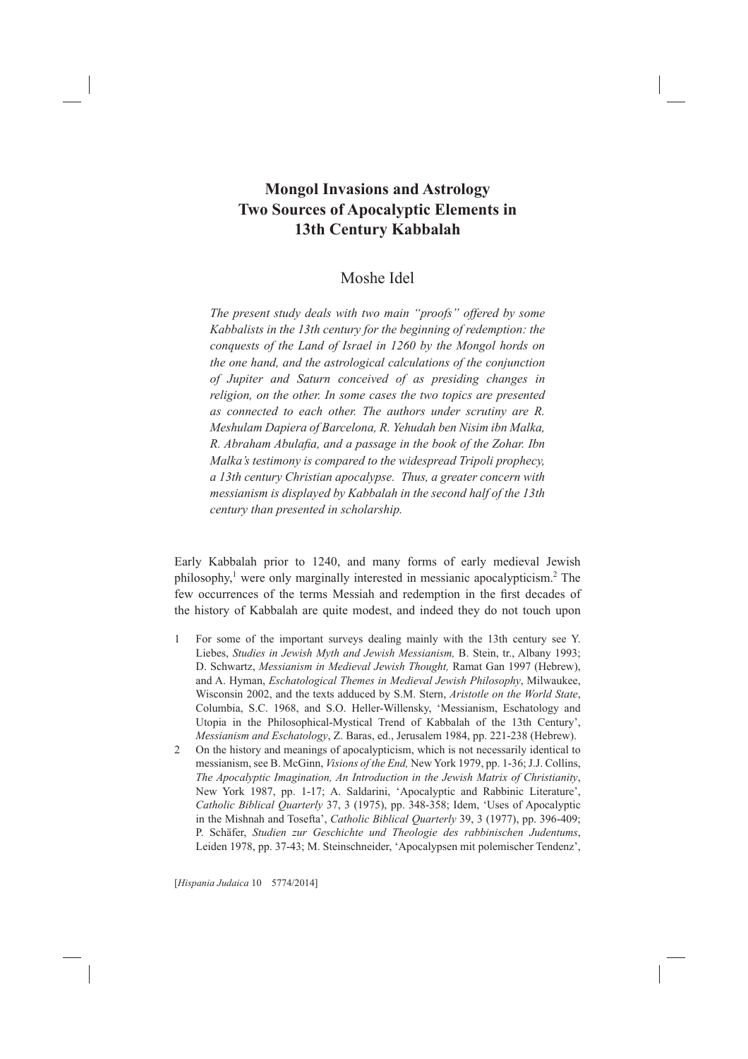# Mongol Invasions and Astrology Two Sources of Apocalyptic Elements in 13th Century Kabbalah

## Moshe Idel

*The present study deals with two main "proofs" offered by some Kabbalists in the 13th century for the beginning of redemption: the conquests of the Land of Israel in 1260 by the Mongol hords on the one hand, and the astrological calculations of the conjunction of Jupiter and Saturn conceived of as presiding changes in religion, on the other. In some cases the two topics are presented as connected to each other. The authors under scrutiny are R. Meshulam Dapiera of Barcelona, R. Yehudah ben Nisim ibn Malka, R. Abraham Abulafia, and a passage in the book of the Zohar. Ibn Malka's testimony is compared to the widespread Tripoli prophecy, a 13th century Christian apocalypse. Thus, a greater concern with messianism is displayed by Kabbalah in the second half of the 13th century than presented in scholarship.*

Early Kabbalah prior to 1240, and many forms of early medieval Jewish philosophy,[1] were only marginally interested in messianic apocalypticism.[2] The few occurrences of the terms Messiah and redemption in the first decades of the history of Kabbalah are quite modest, and indeed they do not touch upon

1 For some of the important surveys dealing mainly with the 13th century see Y. Liebes, *Studies in Jewish Myth and Jewish Messianism,* B. Stein, tr., Albany 1993; D. Schwartz, *Messianism in Medieval Jewish Thought,* Ramat Gan 1997 (Hebrew), and A. Hyman, *Eschatological Themes in Medieval Jewish Philosophy*, Milwaukee, Wisconsin 2002, and the texts adduced by S.M. Stern, *Aristotle on the World State*, Columbia, S.C. 1968, and S.O. Heller-Willensky, 'Messianism, Eschatology and Utopia in the Philosophical-Mystical Trend of Kabbalah of the 13th Century', *Messianism and Eschatology*, Z. Baras, ed., Jerusalem 1984, pp. 221-238 (Hebrew).

2 On the history and meanings of apocalypticism, which is not necessarily identical to messianism, see B. McGinn, *Visions of the End,* New York 1979, pp. 1-36; J.J. Collins, *The Apocalyptic Imagination, An Introduction in the Jewish Matrix of Christianity*, New York 1987, pp. 1-17; A. Saldarini, 'Apocalyptic and Rabbinic Literature', *Catholic Biblical Quarterly* 37, 3 (1975), pp. 348-358; Idem, 'Uses of Apocalyptic in the Mishnah and Tosefta', *Catholic Biblical Quarterly* 39, 3 (1977), pp. 396-409; P. Schäfer, *Studien zur Geschichte und Theologie des rabbinischen Judentums*, Leiden 1978, pp. 37-43; M. Steinschneider, 'Apocalypsen mit polemischer Tendenz',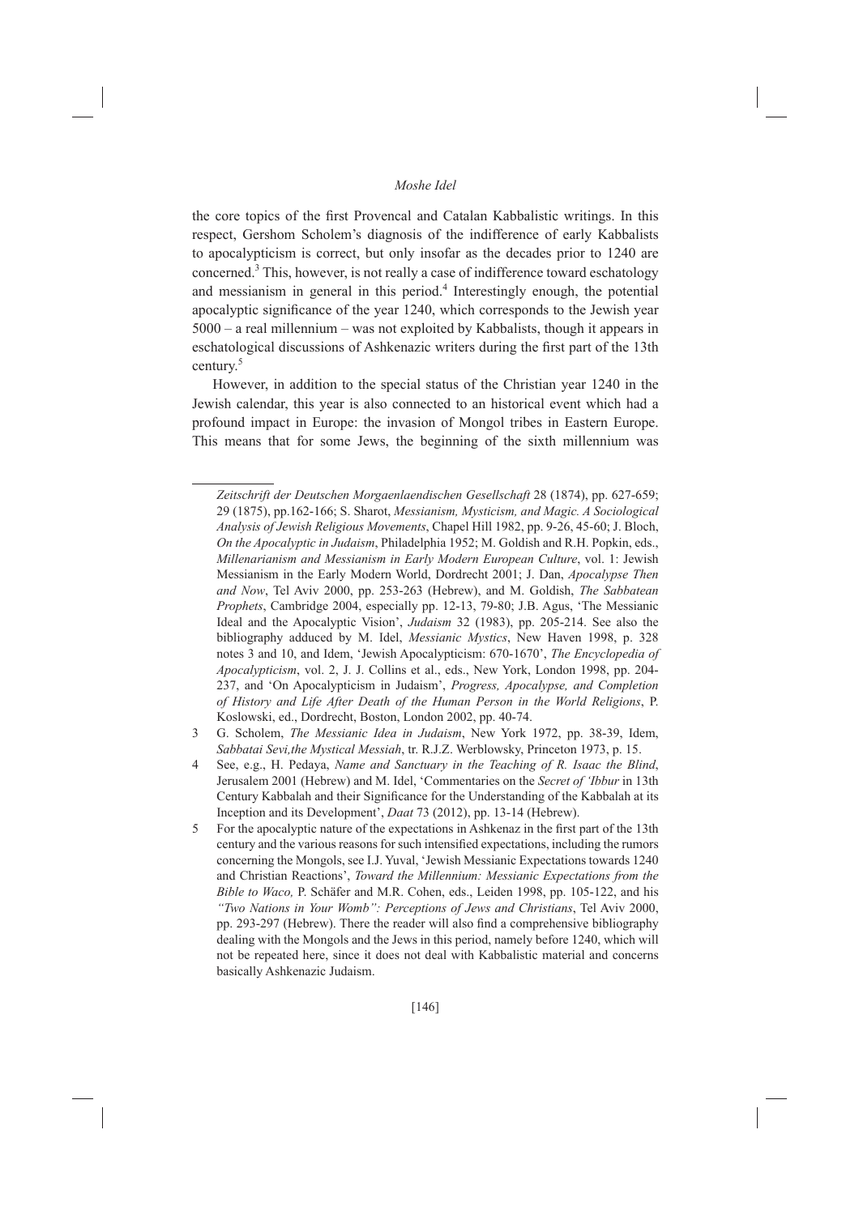the core topics of the first Provencal and Catalan Kabbalistic writings. In this respect, Gershom Scholem's diagnosis of the indifference of early Kabbalists to apocalypticism is correct, but only insofar as the decades prior to 1240 are concerned.[3] This, however, is not really a case of indifference toward eschatology and messianism in general in this period.[4] Interestingly enough, the potential apocalyptic significance of the year 1240, which corresponds to the Jewish year 5000 – a real millennium – was not exploited by Kabbalists, though it appears in eschatological discussions of Ashkenazic writers during the first part of the 13th century.[5]

However, in addition to the special status of the Christian year 1240 in the Jewish calendar, this year is also connected to an historical event which had a profound impact in Europe: the invasion of Mongol tribes in Eastern Europe. This means that for some Jews, the beginning of the sixth millennium was

---

*Zeitschrift der Deutschen Morgaenlaendischen Gesellschaft* 28 (1874), pp. 627-659; 29 (1875), pp.162-166; S. Sharot, *Messianism, Mysticism, and Magic. A Sociological Analysis of Jewish Religious Movements*, Chapel Hill 1982, pp. 9-26, 45-60; J. Bloch, *On the Apocalyptic in Judaism*, Philadelphia 1952; M. Goldish and R.H. Popkin, eds., *Millenarianism and Messianism in Early Modern European Culture*, vol. 1: Jewish Messianism in the Early Modern World, Dordrecht 2001; J. Dan, *Apocalypse Then and Now*, Tel Aviv 2000, pp. 253-263 (Hebrew), and M. Goldish, *The Sabbatean Prophets*, Cambridge 2004, especially pp. 12-13, 79-80; J.B. Agus, 'The Messianic Ideal and the Apocalyptic Vision', *Judaism* 32 (1983), pp. 205-214. See also the bibliography adduced by M. Idel, *Messianic Mystics*, New Haven 1998, p. 328 notes 3 and 10, and Idem, 'Jewish Apocalypticism: 670-1670', *The Encyclopedia of Apocalypticism*, vol. 2, J. J. Collins et al., eds., New York, London 1998, pp. 204-237, and 'On Apocalypticism in Judaism', *Progress, Apocalypse, and Completion of History and Life After Death of the Human Person in the World Religions*, P. Koslowski, ed., Dordrecht, Boston, London 2002, pp. 40-74.

3 G. Scholem, *The Messianic Idea in Judaism*, New York 1972, pp. 38-39, Idem, *Sabbatai Sevi,the Mystical Messiah*, tr. R.J.Z. Werblowsky, Princeton 1973, p. 15.

4 See, e.g., H. Pedaya, *Name and Sanctuary in the Teaching of R. Isaac the Blind*, Jerusalem 2001 (Hebrew) and M. Idel, 'Commentaries on the *Secret of 'Ibbur* in 13th Century Kabbalah and their Significance for the Understanding of the Kabbalah at its Inception and its Development', *Daat* 73 (2012), pp. 13-14 (Hebrew).

5 For the apocalyptic nature of the expectations in Ashkenaz in the first part of the 13th century and the various reasons for such intensified expectations, including the rumors concerning the Mongols, see I.J. Yuval, 'Jewish Messianic Expectations towards 1240 and Christian Reactions', *Toward the Millennium: Messianic Expectations from the Bible to Waco,* P. Schäfer and M.R. Cohen, eds., Leiden 1998, pp. 105-122, and his *"Two Nations in Your Womb": Perceptions of Jews and Christians*, Tel Aviv 2000, pp. 293-297 (Hebrew). There the reader will also find a comprehensive bibliography dealing with the Mongols and the Jews in this period, namely before 1240, which will not be repeated here, since it does not deal with Kabbalistic material and concerns basically Ashkenazic Judaism.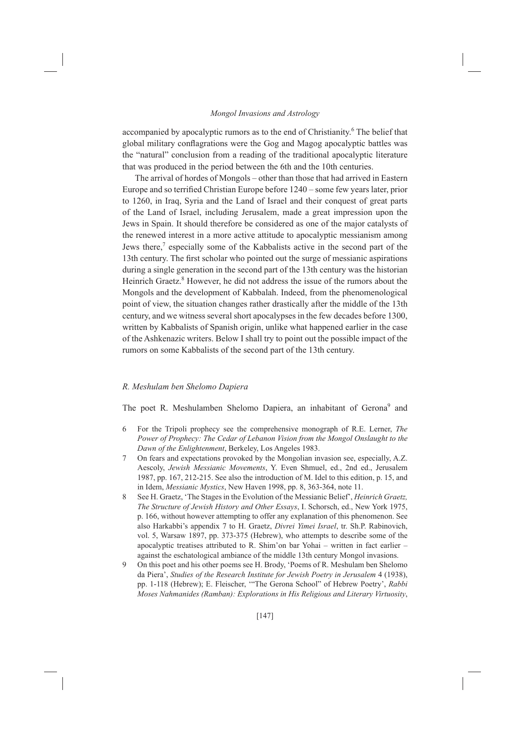accompanied by apocalyptic rumors as to the end of Christianity.[6] The belief that global military conflagrations were the Gog and Magog apocalyptic battles was the "natural" conclusion from a reading of the traditional apocalyptic literature that was produced in the period between the 6th and the 10th centuries.

The arrival of hordes of Mongols – other than those that had arrived in Eastern Europe and so terrified Christian Europe before 1240 – some few years later, prior to 1260, in Iraq, Syria and the Land of Israel and their conquest of great parts of the Land of Israel, including Jerusalem, made a great impression upon the Jews in Spain. It should therefore be considered as one of the major catalysts of the renewed interest in a more active attitude to apocalyptic messianism among Jews there,[7] especially some of the Kabbalists active in the second part of the 13th century. The first scholar who pointed out the surge of messianic aspirations during a single generation in the second part of the 13th century was the historian Heinrich Graetz.[8] However, he did not address the issue of the rumors about the Mongols and the development of Kabbalah. Indeed, from the phenomenological point of view, the situation changes rather drastically after the middle of the 13th century, and we witness several short apocalypses in the few decades before 1300, written by Kabbalists of Spanish origin, unlike what happened earlier in the case of the Ashkenazic writers. Below I shall try to point out the possible impact of the rumors on some Kabbalists of the second part of the 13th century.

### *R. Meshulam ben Shelomo Dapiera*

The poet R. Meshulamben Shelomo Dapiera, an inhabitant of Gerona[9] and

6 For the Tripoli prophecy see the comprehensive monograph of R.E. Lerner, *The Power of Prophecy: The Cedar of Lebanon Vision from the Mongol Onslaught to the Dawn of the Enlightenment*, Berkeley, Los Angeles 1983.

7 On fears and expectations provoked by the Mongolian invasion see, especially, A.Z. Aescoly, *Jewish Messianic Movements*, Y. Even Shmuel, ed., 2nd ed., Jerusalem 1987, pp. 167, 212-215. See also the introduction of M. Idel to this edition, p. 15, and in Idem, *Messianic Mystics*, New Haven 1998, pp. 8, 363-364, note 11.

8 See H. Graetz, 'The Stages in the Evolution of the Messianic Belief', *Heinrich Graetz, The Structure of Jewish History and Other Essays*, I. Schorsch, ed., New York 1975, p. 166, without however attempting to offer any explanation of this phenomenon. See also Harkabbi's appendix 7 to H. Graetz, *Divrei Yimei Israel*, tr. Sh.P. Rabinovich, vol. 5, Warsaw 1897, pp. 373-375 (Hebrew), who attempts to describe some of the apocalyptic treatises attributed to R. Shim'on bar Yohai – written in fact earlier – against the eschatological ambiance of the middle 13th century Mongol invasions.

9 On this poet and his other poems see H. Brody, 'Poems of R. Meshulam ben Shelomo da Piera', *Studies of the Research Institute for Jewish Poetry in Jerusalem* 4 (1938), pp. 1-118 (Hebrew); E. Fleischer, '"The Gerona School" of Hebrew Poetry', *Rabbi Moses Nahmanides (Ramban): Explorations in His Religious and Literary Virtuosity*,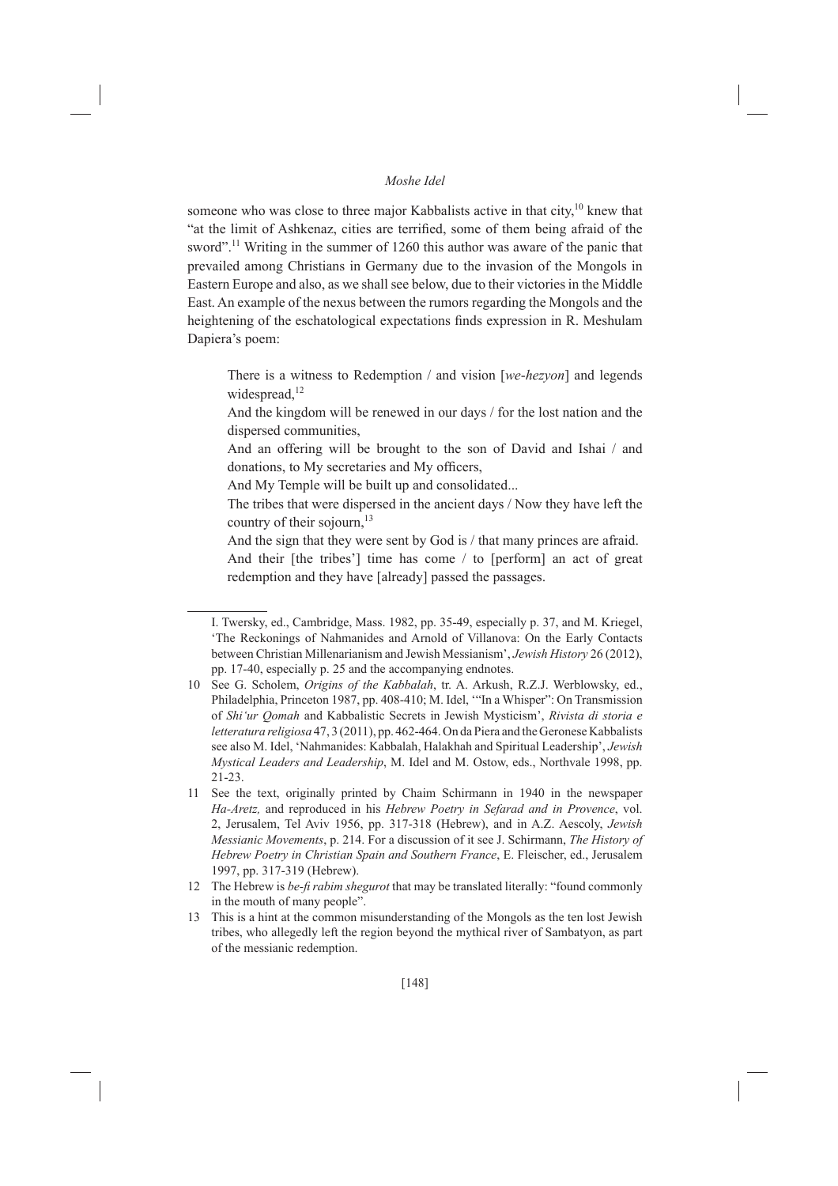someone who was close to three major Kabbalists active in that city,[10] knew that "at the limit of Ashkenaz, cities are terrified, some of them being afraid of the sword".[11] Writing in the summer of 1260 this author was aware of the panic that prevailed among Christians in Germany due to the invasion of the Mongols in Eastern Europe and also, as we shall see below, due to their victories in the Middle East. An example of the nexus between the rumors regarding the Mongols and the heightening of the eschatological expectations finds expression in R. Meshulam Dapiera's poem:

> There is a witness to Redemption / and vision [*we-hezyon*] and legends widespread,[12]
>
> And the kingdom will be renewed in our days / for the lost nation and the dispersed communities,
>
> And an offering will be brought to the son of David and Ishai / and donations, to My secretaries and My officers,
>
> And My Temple will be built up and consolidated...
>
> The tribes that were dispersed in the ancient days / Now they have left the country of their sojourn,[13]
>
> And the sign that they were sent by God is / that many princes are afraid.
>
> And their [the tribes'] time has come / to [perform] an act of great redemption and they have [already] passed the passages.

---

I. Twersky, ed., Cambridge, Mass. 1982, pp. 35-49, especially p. 37, and M. Kriegel, 'The Reckonings of Nahmanides and Arnold of Villanova: On the Early Contacts between Christian Millenarianism and Jewish Messianism', *Jewish History* 26 (2012), pp. 17-40, especially p. 25 and the accompanying endnotes.

10 See G. Scholem, *Origins of the Kabbalah*, tr. A. Arkush, R.Z.J. Werblowsky, ed., Philadelphia, Princeton 1987, pp. 408-410; M. Idel, '"In a Whisper": On Transmission of *Shi'ur Qomah* and Kabbalistic Secrets in Jewish Mysticism', *Rivista di storia e letteratura religiosa* 47, 3 (2011), pp. 462-464. On da Piera and the Geronese Kabbalists see also M. Idel, 'Nahmanides: Kabbalah, Halakhah and Spiritual Leadership', *Jewish Mystical Leaders and Leadership*, M. Idel and M. Ostow, eds., Northvale 1998, pp. 21-23.

11 See the text, originally printed by Chaim Schirmann in 1940 in the newspaper *Ha-Aretz,* and reproduced in his *Hebrew Poetry in Sefarad and in Provence*, vol. 2, Jerusalem, Tel Aviv 1956, pp. 317-318 (Hebrew), and in A.Z. Aescoly, *Jewish Messianic Movements*, p. 214. For a discussion of it see J. Schirmann, *The History of Hebrew Poetry in Christian Spain and Southern France*, E. Fleischer, ed., Jerusalem 1997, pp. 317-319 (Hebrew).

12 The Hebrew is *be-fi rabim shegurot* that may be translated literally: "found commonly in the mouth of many people".

13 This is a hint at the common misunderstanding of the Mongols as the ten lost Jewish tribes, who allegedly left the region beyond the mythical river of Sambatyon, as part of the messianic redemption.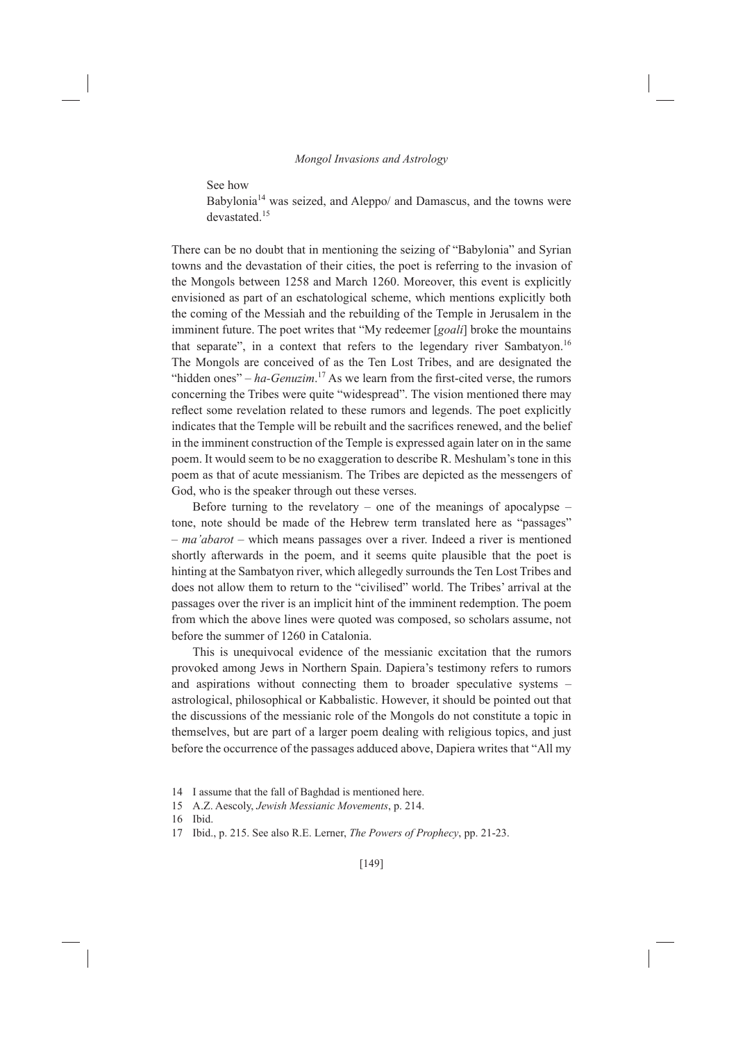> See how
> Babylonia[14] was seized, and Aleppo/ and Damascus, and the towns were devastated.[15]

There can be no doubt that in mentioning the seizing of "Babylonia" and Syrian towns and the devastation of their cities, the poet is referring to the invasion of the Mongols between 1258 and March 1260. Moreover, this event is explicitly envisioned as part of an eschatological scheme, which mentions explicitly both the coming of the Messiah and the rebuilding of the Temple in Jerusalem in the imminent future. The poet writes that "My redeemer [*goali*] broke the mountains that separate", in a context that refers to the legendary river Sambatyon.[16] The Mongols are conceived of as the Ten Lost Tribes, and are designated the "hidden ones" – *ha-Genuzim*.[17] As we learn from the first-cited verse, the rumors concerning the Tribes were quite "widespread". The vision mentioned there may reflect some revelation related to these rumors and legends. The poet explicitly indicates that the Temple will be rebuilt and the sacrifices renewed, and the belief in the imminent construction of the Temple is expressed again later on in the same poem. It would seem to be no exaggeration to describe R. Meshulam's tone in this poem as that of acute messianism. The Tribes are depicted as the messengers of God, who is the speaker through out these verses.

Before turning to the revelatory – one of the meanings of apocalypse – tone, note should be made of the Hebrew term translated here as "passages" – *ma'abarot* – which means passages over a river. Indeed a river is mentioned shortly afterwards in the poem, and it seems quite plausible that the poet is hinting at the Sambatyon river, which allegedly surrounds the Ten Lost Tribes and does not allow them to return to the "civilised" world. The Tribes' arrival at the passages over the river is an implicit hint of the imminent redemption. The poem from which the above lines were quoted was composed, so scholars assume, not before the summer of 1260 in Catalonia.

This is unequivocal evidence of the messianic excitation that the rumors provoked among Jews in Northern Spain. Dapiera's testimony refers to rumors and aspirations without connecting them to broader speculative systems – astrological, philosophical or Kabbalistic. However, it should be pointed out that the discussions of the messianic role of the Mongols do not constitute a topic in themselves, but are part of a larger poem dealing with religious topics, and just before the occurrence of the passages adduced above, Dapiera writes that "All my

---

14 I assume that the fall of Baghdad is mentioned here.

15 A.Z. Aescoly, *Jewish Messianic Movements*, p. 214.

16 Ibid.

17 Ibid., p. 215. See also R.E. Lerner, *The Powers of Prophecy*, pp. 21-23.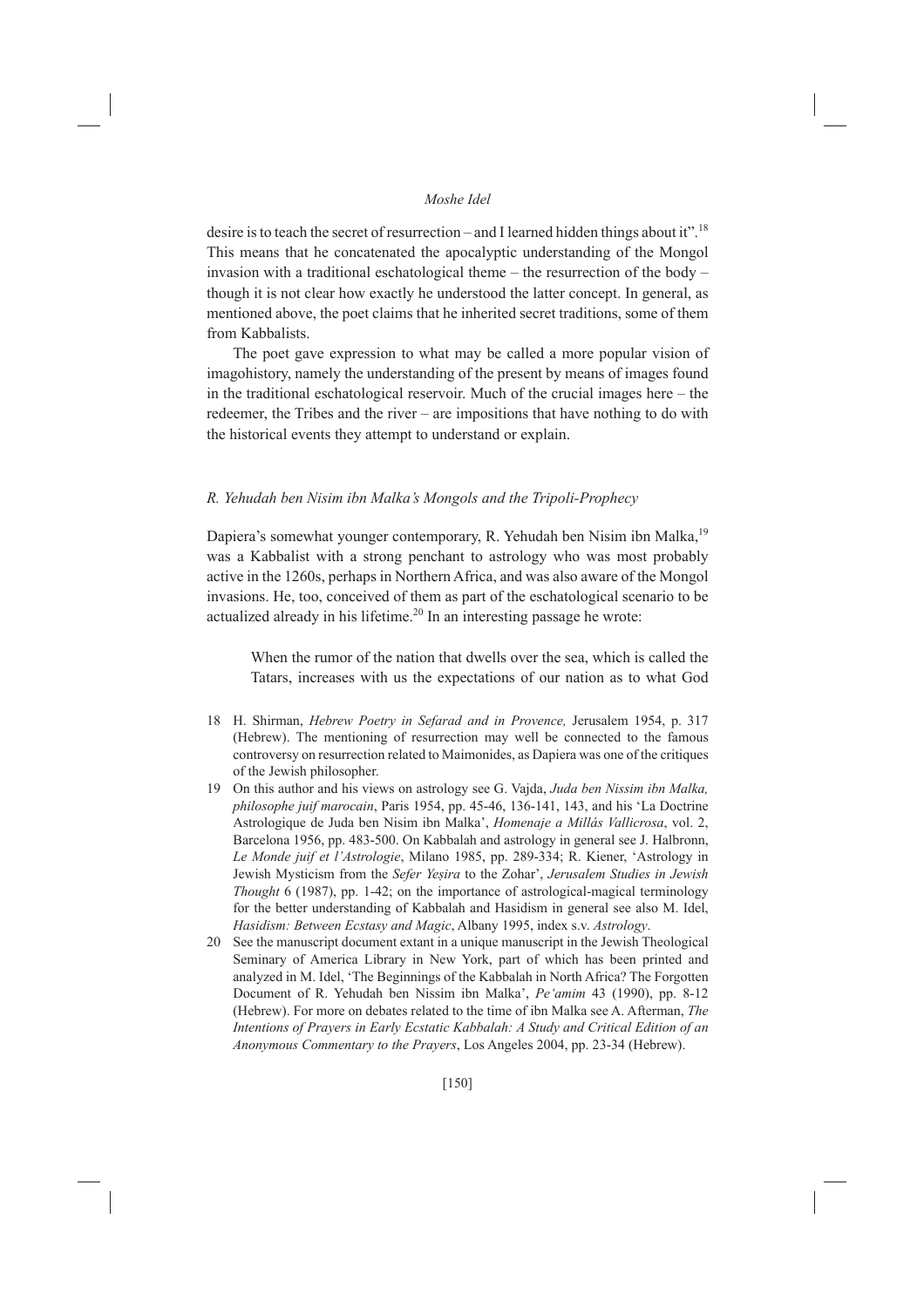desire is to teach the secret of resurrection – and I learned hidden things about it".[18] This means that he concatenated the apocalyptic understanding of the Mongol invasion with a traditional eschatological theme – the resurrection of the body – though it is not clear how exactly he understood the latter concept. In general, as mentioned above, the poet claims that he inherited secret traditions, some of them from Kabbalists.

The poet gave expression to what may be called a more popular vision of imagohistory, namely the understanding of the present by means of images found in the traditional eschatological reservoir. Much of the crucial images here – the redeemer, the Tribes and the river – are impositions that have nothing to do with the historical events they attempt to understand or explain.

### *R. Yehudah ben Nisim ibn Malka's Mongols and the Tripoli-Prophecy*

Dapiera's somewhat younger contemporary, R. Yehudah ben Nisim ibn Malka,[19] was a Kabbalist with a strong penchant to astrology who was most probably active in the 1260s, perhaps in Northern Africa, and was also aware of the Mongol invasions. He, too, conceived of them as part of the eschatological scenario to be actualized already in his lifetime.[20] In an interesting passage he wrote:

> When the rumor of the nation that dwells over the sea, which is called the Tatars, increases with us the expectations of our nation as to what God

18 H. Shirman, *Hebrew Poetry in Sefarad and in Provence,* Jerusalem 1954, p. 317 (Hebrew). The mentioning of resurrection may well be connected to the famous controversy on resurrection related to Maimonides, as Dapiera was one of the critiques of the Jewish philosopher.

19 On this author and his views on astrology see G. Vajda, *Juda ben Nissim ibn Malka, philosophe juif marocain*, Paris 1954, pp. 45-46, 136-141, 143, and his 'La Doctrine Astrologique de Juda ben Nisim ibn Malka', *Homenaje a Millás Vallicrosa*, vol. 2, Barcelona 1956, pp. 483-500. On Kabbalah and astrology in general see J. Halbronn, *Le Monde juif et l'Astrologie*, Milano 1985, pp. 289-334; R. Kiener, 'Astrology in Jewish Mysticism from the *Sefer Yeṣira* to the Zohar', *Jerusalem Studies in Jewish Thought* 6 (1987), pp. 1-42; on the importance of astrological-magical terminology for the better understanding of Kabbalah and Hasidism in general see also M. Idel, *Hasidism: Between Ecstasy and Magic*, Albany 1995, index s.v. *Astrology*.

20 See the manuscript document extant in a unique manuscript in the Jewish Theological Seminary of America Library in New York, part of which has been printed and analyzed in M. Idel, 'The Beginnings of the Kabbalah in North Africa? The Forgotten Document of R. Yehudah ben Nissim ibn Malka', *Pe'amim* 43 (1990), pp. 8-12 (Hebrew). For more on debates related to the time of ibn Malka see A. Afterman, *The Intentions of Prayers in Early Ecstatic Kabbalah: A Study and Critical Edition of an Anonymous Commentary to the Prayers*, Los Angeles 2004, pp. 23-34 (Hebrew).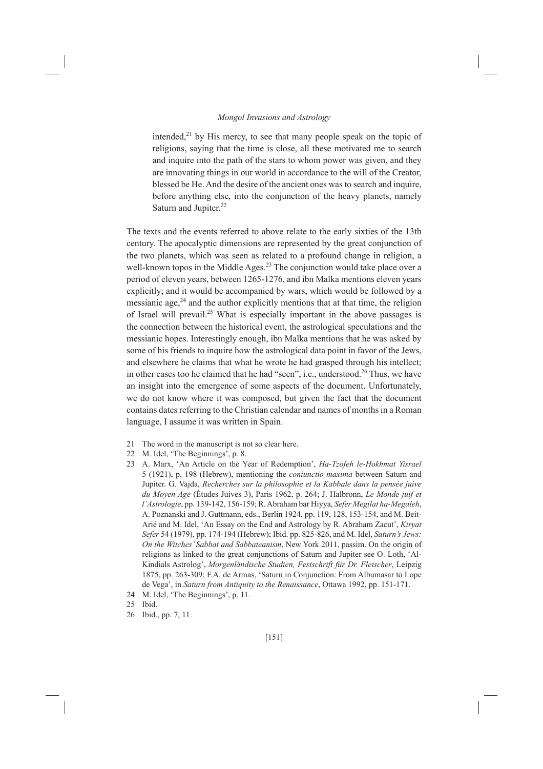> intended,[21] by His mercy, to see that many people speak on the topic of religions, saying that the time is close, all these motivated me to search and inquire into the path of the stars to whom power was given, and they are innovating things in our world in accordance to the will of the Creator, blessed be He. And the desire of the ancient ones was to search and inquire, before anything else, into the conjunction of the heavy planets, namely Saturn and Jupiter.[22]

The texts and the events referred to above relate to the early sixties of the 13th century. The apocalyptic dimensions are represented by the great conjunction of the two planets, which was seen as related to a profound change in religion, a well-known topos in the Middle Ages.[23] The conjunction would take place over a period of eleven years, between 1265-1276, and ibn Malka mentions eleven years explicitly; and it would be accompanied by wars, which would be followed by a messianic age,[24] and the author explicitly mentions that at that time, the religion of Israel will prevail.[25] What is especially important in the above passages is the connection between the historical event, the astrological speculations and the messianic hopes. Interestingly enough, ibn Malka mentions that he was asked by some of his friends to inquire how the astrological data point in favor of the Jews, and elsewhere he claims that what he wrote he had grasped through his intellect; in other cases too he claimed that he had "seen", i.e., understood.[26] Thus, we have an insight into the emergence of some aspects of the document. Unfortunately, we do not know where it was composed, but given the fact that the document contains dates referring to the Christian calendar and names of months in a Roman language, I assume it was written in Spain.

21 The word in the manuscript is not so clear here.

22 M. Idel, 'The Beginnings', p. 8.

23 A. Marx, 'An Article on the Year of Redemption', *Ha-Tzofeh le-Hokhmat Yisrael* 5 (1921), p. 198 (Hebrew), mentioning the *coniunctio maxima* between Saturn and Jupiter. G. Vajda, *Recherches sur la philosophie et la Kabbale dans la pensée juive du Moyen Age* (Études Juives 3), Paris 1962, p. 264; J. Halbronn, *Le Monde juif et l'Astrologie*, pp. 139-142, 156-159; R. Abraham bar Hiyya, *Sefer Megilat ha-Megaleh*, A. Poznanski and J. Guttmann, eds., Berlin 1924, pp. 119, 128, 153-154, and M. Beit-Arié and M. Idel, 'An Essay on the End and Astrology by R. Abraham Zacut', *Kiryat Sefer* 54 (1979), pp. 174-194 (Hebrew); Ibid. pp. 825-826, and M. Idel, *Saturn's Jews: On the Witches' Sabbat and Sabbateanism*, New York 2011, passim. On the origin of religions as linked to the great conjunctions of Saturn and Jupiter see O. Loth, 'Al-Kindials Astrolog', *Morgenländische Studien, Festschrift für Dr. Fleischer*, Leipzig 1875, pp. 263-309; F.A. de Armas, 'Saturn in Conjunction: From Albumasar to Lope de Vega', in *Saturn from Antiquity to the Renaissance*, Ottawa 1992, pp. 151-171.

24 M. Idel, 'The Beginnings', p. 11.

25 Ibid.

26 Ibid., pp. 7, 11.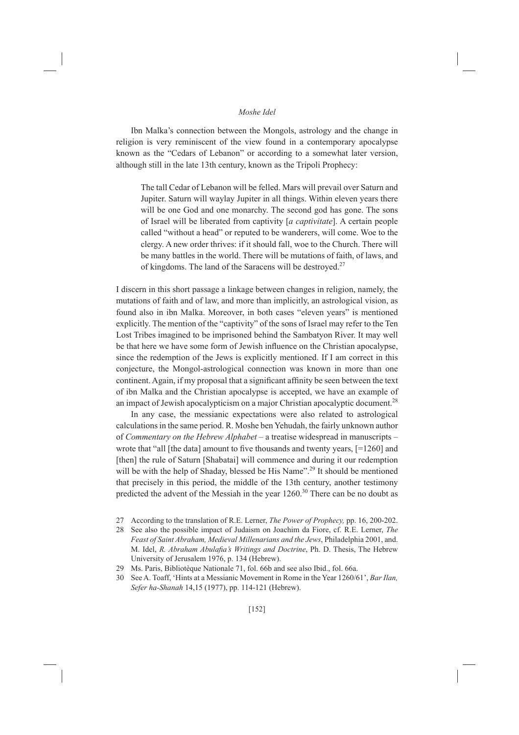Ibn Malka's connection between the Mongols, astrology and the change in religion is very reminiscent of the view found in a contemporary apocalypse known as the "Cedars of Lebanon" or according to a somewhat later version, although still in the late 13th century, known as the Tripoli Prophecy:

> The tall Cedar of Lebanon will be felled. Mars will prevail over Saturn and Jupiter. Saturn will waylay Jupiter in all things. Within eleven years there will be one God and one monarchy. The second god has gone. The sons of Israel will be liberated from captivity [*a captivitate*]. A certain people called "without a head" or reputed to be wanderers, will come. Woe to the clergy. A new order thrives: if it should fall, woe to the Church. There will be many battles in the world. There will be mutations of faith, of laws, and of kingdoms. The land of the Saracens will be destroyed.[27]

I discern in this short passage a linkage between changes in religion, namely, the mutations of faith and of law, and more than implicitly, an astrological vision, as found also in ibn Malka. Moreover, in both cases "eleven years" is mentioned explicitly. The mention of the "captivity" of the sons of Israel may refer to the Ten Lost Tribes imagined to be imprisoned behind the Sambatyon River. It may well be that here we have some form of Jewish influence on the Christian apocalypse, since the redemption of the Jews is explicitly mentioned. If I am correct in this conjecture, the Mongol-astrological connection was known in more than one continent. Again, if my proposal that a significant affinity be seen between the text of ibn Malka and the Christian apocalypse is accepted, we have an example of an impact of Jewish apocalypticism on a major Christian apocalyptic document.[28]

In any case, the messianic expectations were also related to astrological calculations in the same period. R. Moshe ben Yehudah, the fairly unknown author of *Commentary on the Hebrew Alphabet* – a treatise widespread in manuscripts – wrote that "all [the data] amount to five thousands and twenty years, [=1260] and [then] the rule of Saturn [Shabatai] will commence and during it our redemption will be with the help of Shaday, blessed be His Name".[29] It should be mentioned that precisely in this period, the middle of the 13th century, another testimony predicted the advent of the Messiah in the year 1260.[30] There can be no doubt as

---

27 According to the translation of R.E. Lerner, *The Power of Prophecy,* pp. 16, 200-202.

28 See also the possible impact of Judaism on Joachim da Fiore, cf. R.E. Lerner, *The Feast of Saint Abraham, Medieval Millenarians and the Jews*, Philadelphia 2001, and. M. Idel, *R. Abraham Abulafia's Writings and Doctrine*, Ph. D. Thesis, The Hebrew University of Jerusalem 1976, p. 134 (Hebrew).

29 Ms. Paris, Bibliotèque Nationale 71, fol. 66b and see also Ibid., fol. 66a.

30 See A. Toaff, 'Hints at a Messianic Movement in Rome in the Year 1260/61', *Bar Ilan, Sefer ha-Shanah* 14,15 (1977), pp. 114-121 (Hebrew).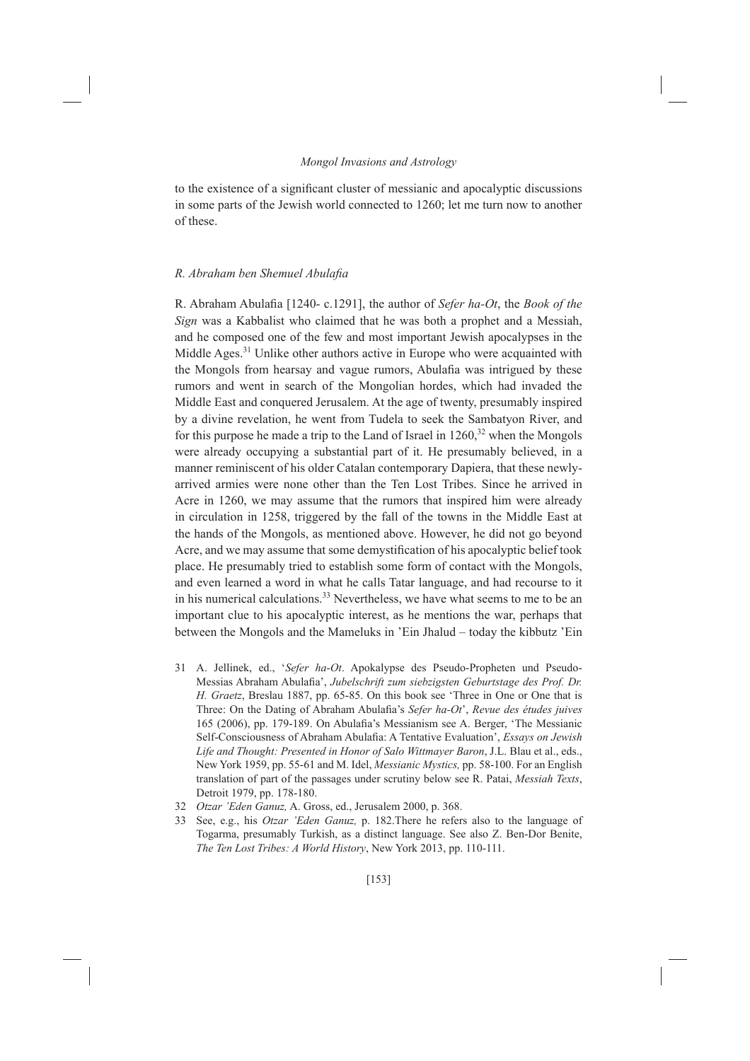to the existence of a significant cluster of messianic and apocalyptic discussions in some parts of the Jewish world connected to 1260; let me turn now to another of these.

### *R. Abraham ben Shemuel Abulafia*

R. Abraham Abulafia [1240- c.1291], the author of *Sefer ha-Ot*, the *Book of the Sign* was a Kabbalist who claimed that he was both a prophet and a Messiah, and he composed one of the few and most important Jewish apocalypses in the Middle Ages.[31] Unlike other authors active in Europe who were acquainted with the Mongols from hearsay and vague rumors, Abulafia was intrigued by these rumors and went in search of the Mongolian hordes, which had invaded the Middle East and conquered Jerusalem. At the age of twenty, presumably inspired by a divine revelation, he went from Tudela to seek the Sambatyon River, and for this purpose he made a trip to the Land of Israel in 1260,[32] when the Mongols were already occupying a substantial part of it. He presumably believed, in a manner reminiscent of his older Catalan contemporary Dapiera, that these newly-arrived armies were none other than the Ten Lost Tribes. Since he arrived in Acre in 1260, we may assume that the rumors that inspired him were already in circulation in 1258, triggered by the fall of the towns in the Middle East at the hands of the Mongols, as mentioned above. However, he did not go beyond Acre, and we may assume that some demystification of his apocalyptic belief took place. He presumably tried to establish some form of contact with the Mongols, and even learned a word in what he calls Tatar language, and had recourse to it in his numerical calculations.[33] Nevertheless, we have what seems to me to be an important clue to his apocalyptic interest, as he mentions the war, perhaps that between the Mongols and the Mameluks in 'Ein Jhalud – today the kibbutz 'Ein

31 A. Jellinek, ed., '*Sefer ha-Ot*. Apokalypse des Pseudo-Propheten und Pseudo-Messias Abraham Abulafia', *Jubelschrift zum siebzigsten Geburtstage des Prof. Dr. H. Graetz*, Breslau 1887, pp. 65-85. On this book see 'Three in One or One that is Three: On the Dating of Abraham Abulafia's *Sefer ha-Ot*', *Revue des études juives* 165 (2006), pp. 179-189. On Abulafia's Messianism see A. Berger, 'The Messianic Self-Consciousness of Abraham Abulafia: A Tentative Evaluation', *Essays on Jewish Life and Thought: Presented in Honor of Salo Wittmayer Baron*, J.L. Blau et al., eds., New York 1959, pp. 55-61 and M. Idel, *Messianic Mystics,* pp. 58-100. For an English translation of part of the passages under scrutiny below see R. Patai, *Messiah Texts*, Detroit 1979, pp. 178-180.

32 *Otzar 'Eden Ganuz,* A. Gross, ed., Jerusalem 2000, p. 368.

33 See, e.g., his *Otzar 'Eden Ganuz,* p. 182.There he refers also to the language of Togarma, presumably Turkish, as a distinct language. See also Z. Ben-Dor Benite, *The Ten Lost Tribes: A World History*, New York 2013, pp. 110-111.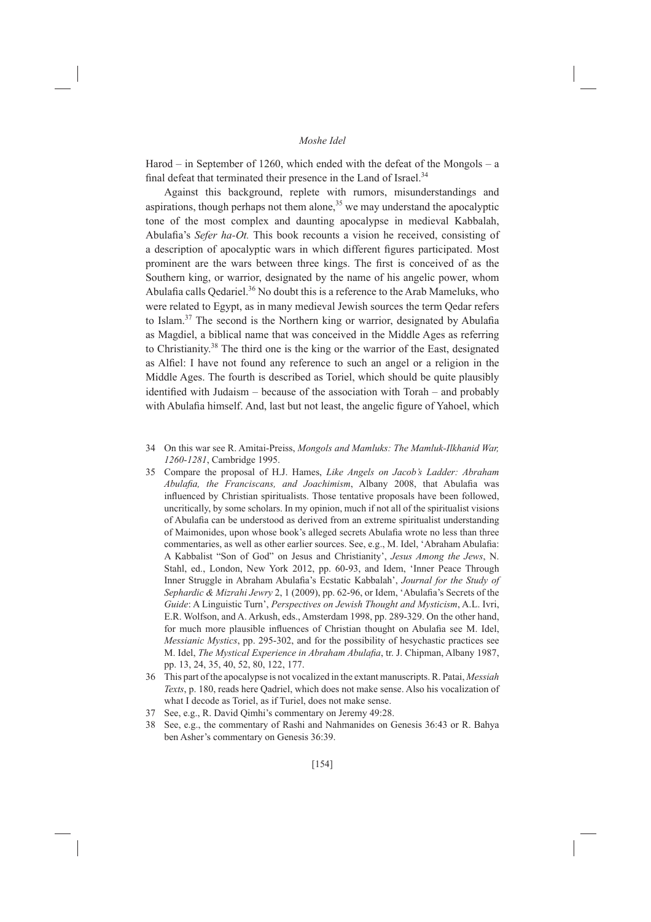Harod – in September of 1260, which ended with the defeat of the Mongols – a final defeat that terminated their presence in the Land of Israel.[34]

Against this background, replete with rumors, misunderstandings and aspirations, though perhaps not them alone,[35] we may understand the apocalyptic tone of the most complex and daunting apocalypse in medieval Kabbalah, Abulafia's *Sefer ha-Ot.* This book recounts a vision he received, consisting of a description of apocalyptic wars in which different figures participated. Most prominent are the wars between three kings. The first is conceived of as the Southern king, or warrior, designated by the name of his angelic power, whom Abulafia calls Qedariel.[36] No doubt this is a reference to the Arab Mameluks, who were related to Egypt, as in many medieval Jewish sources the term Qedar refers to Islam.[37] The second is the Northern king or warrior, designated by Abulafia as Magdiel, a biblical name that was conceived in the Middle Ages as referring to Christianity.[38] The third one is the king or the warrior of the East, designated as Alfiel: I have not found any reference to such an angel or a religion in the Middle Ages. The fourth is described as Toriel, which should be quite plausibly identified with Judaism – because of the association with Torah – and probably with Abulafia himself. And, last but not least, the angelic figure of Yahoel, which

34 On this war see R. Amitai-Preiss, *Mongols and Mamluks: The Mamluk-Ilkhanid War, 1260-1281*, Cambridge 1995.

35 Compare the proposal of H.J. Hames, *Like Angels on Jacob's Ladder: Abraham Abulafia, the Franciscans, and Joachimism*, Albany 2008, that Abulafia was influenced by Christian spiritualists. Those tentative proposals have been followed, uncritically, by some scholars. In my opinion, much if not all of the spiritualist visions of Abulafia can be understood as derived from an extreme spiritualist understanding of Maimonides, upon whose book's alleged secrets Abulafia wrote no less than three commentaries, as well as other earlier sources. See, e.g., M. Idel, 'Abraham Abulafia: A Kabbalist "Son of God" on Jesus and Christianity', *Jesus Among the Jews*, N. Stahl, ed., London, New York 2012, pp. 60-93, and Idem, 'Inner Peace Through Inner Struggle in Abraham Abulafia's Ecstatic Kabbalah', *Journal for the Study of Sephardic & Mizrahi Jewry* 2, 1 (2009), pp. 62-96, or Idem, 'Abulafia's Secrets of the *Guide*: A Linguistic Turn', *Perspectives on Jewish Thought and Mysticism*, A.L. Ivri, E.R. Wolfson, and A. Arkush, eds., Amsterdam 1998, pp. 289-329. On the other hand, for much more plausible influences of Christian thought on Abulafia see M. Idel, *Messianic Mystics*, pp. 295-302, and for the possibility of hesychastic practices see M. Idel, *The Mystical Experience in Abraham Abulafia*, tr. J. Chipman, Albany 1987, pp. 13, 24, 35, 40, 52, 80, 122, 177.

36 This part of the apocalypse is not vocalized in the extant manuscripts. R. Patai, *Messiah Texts*, p. 180, reads here Qadriel, which does not make sense. Also his vocalization of what I decode as Toriel, as if Turiel, does not make sense.

37 See, e.g., R. David Qimhi's commentary on Jeremy 49:28.

38 See, e.g., the commentary of Rashi and Nahmanides on Genesis 36:43 or R. Bahya ben Asher's commentary on Genesis 36:39.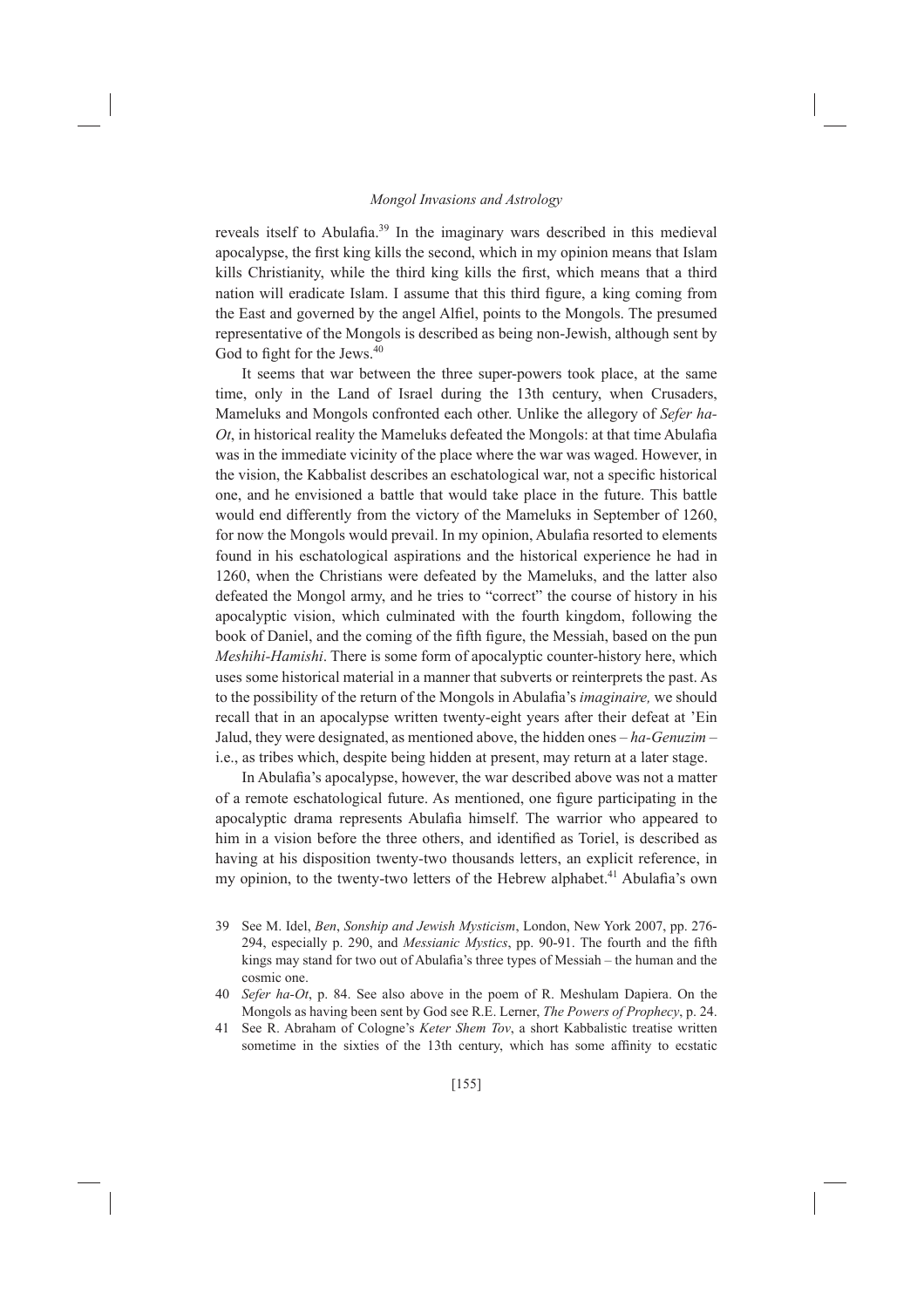reveals itself to Abulafia.[39] In the imaginary wars described in this medieval apocalypse, the first king kills the second, which in my opinion means that Islam kills Christianity, while the third king kills the first, which means that a third nation will eradicate Islam. I assume that this third figure, a king coming from the East and governed by the angel Alfiel, points to the Mongols. The presumed representative of the Mongols is described as being non-Jewish, although sent by God to fight for the Jews.[40]

It seems that war between the three super-powers took place, at the same time, only in the Land of Israel during the 13th century, when Crusaders, Mameluks and Mongols confronted each other. Unlike the allegory of *Sefer ha-Ot*, in historical reality the Mameluks defeated the Mongols: at that time Abulafia was in the immediate vicinity of the place where the war was waged. However, in the vision, the Kabbalist describes an eschatological war, not a specific historical one, and he envisioned a battle that would take place in the future. This battle would end differently from the victory of the Mameluks in September of 1260, for now the Mongols would prevail. In my opinion, Abulafia resorted to elements found in his eschatological aspirations and the historical experience he had in 1260, when the Christians were defeated by the Mameluks, and the latter also defeated the Mongol army, and he tries to "correct" the course of history in his apocalyptic vision, which culminated with the fourth kingdom, following the book of Daniel, and the coming of the fifth figure, the Messiah, based on the pun *Meshihi-Hamishi*. There is some form of apocalyptic counter-history here, which uses some historical material in a manner that subverts or reinterprets the past. As to the possibility of the return of the Mongols in Abulafia's *imaginaire,* we should recall that in an apocalypse written twenty-eight years after their defeat at 'Ein Jalud, they were designated, as mentioned above, the hidden ones – *ha-Genuzim* – i.e., as tribes which, despite being hidden at present, may return at a later stage.

In Abulafia's apocalypse, however, the war described above was not a matter of a remote eschatological future. As mentioned, one figure participating in the apocalyptic drama represents Abulafia himself. The warrior who appeared to him in a vision before the three others, and identified as Toriel, is described as having at his disposition twenty-two thousands letters, an explicit reference, in my opinion, to the twenty-two letters of the Hebrew alphabet.[41] Abulafia's own

39 See M. Idel, *Ben*, *Sonship and Jewish Mysticism*, London, New York 2007, pp. 276-294, especially p. 290, and *Messianic Mystics*, pp. 90-91. The fourth and the fifth kings may stand for two out of Abulafia's three types of Messiah – the human and the cosmic one.

40 *Sefer ha-Ot*, p. 84. See also above in the poem of R. Meshulam Dapiera. On the Mongols as having been sent by God see R.E. Lerner, *The Powers of Prophecy*, p. 24.

41 See R. Abraham of Cologne's *Keter Shem Tov*, a short Kabbalistic treatise written sometime in the sixties of the 13th century, which has some affinity to ecstatic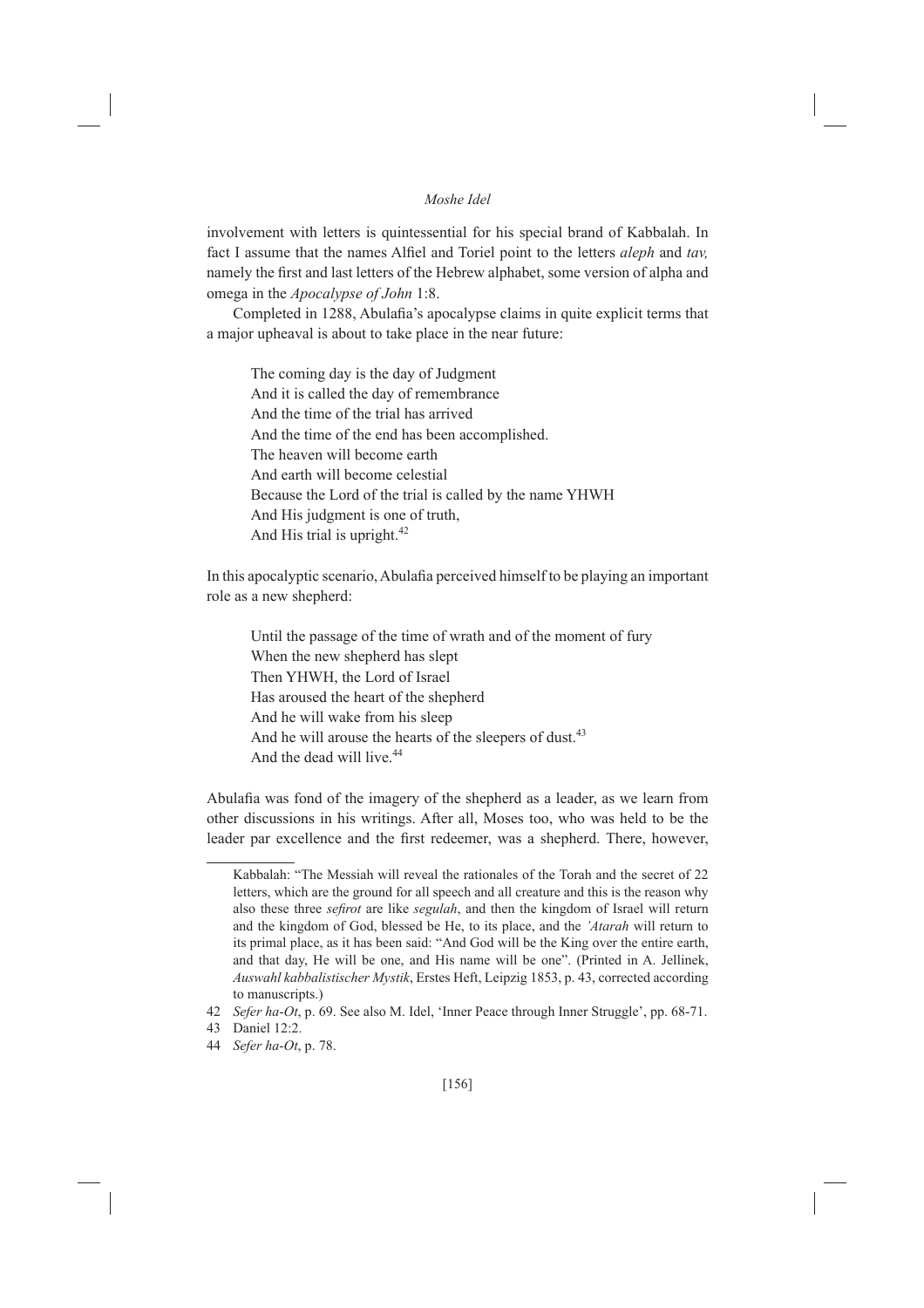involvement with letters is quintessential for his special brand of Kabbalah. In fact I assume that the names Alfiel and Toriel point to the letters *aleph* and *tav,* namely the first and last letters of the Hebrew alphabet, some version of alpha and omega in the *Apocalypse of John* 1:8.

Completed in 1288, Abulafia's apocalypse claims in quite explicit terms that a major upheaval is about to take place in the near future:

> The coming day is the day of Judgment  
> And it is called the day of remembrance  
> And the time of the trial has arrived  
> And the time of the end has been accomplished.  
> The heaven will become earth  
> And earth will become celestial  
> Because the Lord of the trial is called by the name YHWH  
> And His judgment is one of truth,  
> And His trial is upright.[42]

In this apocalyptic scenario, Abulafia perceived himself to be playing an important role as a new shepherd:

> Until the passage of the time of wrath and of the moment of fury  
> When the new shepherd has slept  
> Then YHWH, the Lord of Israel  
> Has aroused the heart of the shepherd  
> And he will wake from his sleep  
> And he will arouse the hearts of the sleepers of dust.[43]  
> And the dead will live.[44]

Abulafia was fond of the imagery of the shepherd as a leader, as we learn from other discussions in his writings. After all, Moses too, who was held to be the leader par excellence and the first redeemer, was a shepherd. There, however,

---

Kabbalah: "The Messiah will reveal the rationales of the Torah and the secret of 22 letters, which are the ground for all speech and all creature and this is the reason why also these three *sefirot* are like *segulah*, and then the kingdom of Israel will return and the kingdom of God, blessed be He, to its place, and the *'Atarah* will return to its primal place, as it has been said: "And God will be the King over the entire earth, and that day, He will be one, and His name will be one". (Printed in A. Jellinek, *Auswahl kabbalistischer Mystik*, Erstes Heft, Leipzig 1853, p. 43, corrected according to manuscripts.)

42 *Sefer ha-Ot*, p. 69. See also M. Idel, 'Inner Peace through Inner Struggle', pp. 68-71.

43 Daniel 12:2.

44 *Sefer ha-Ot*, p. 78.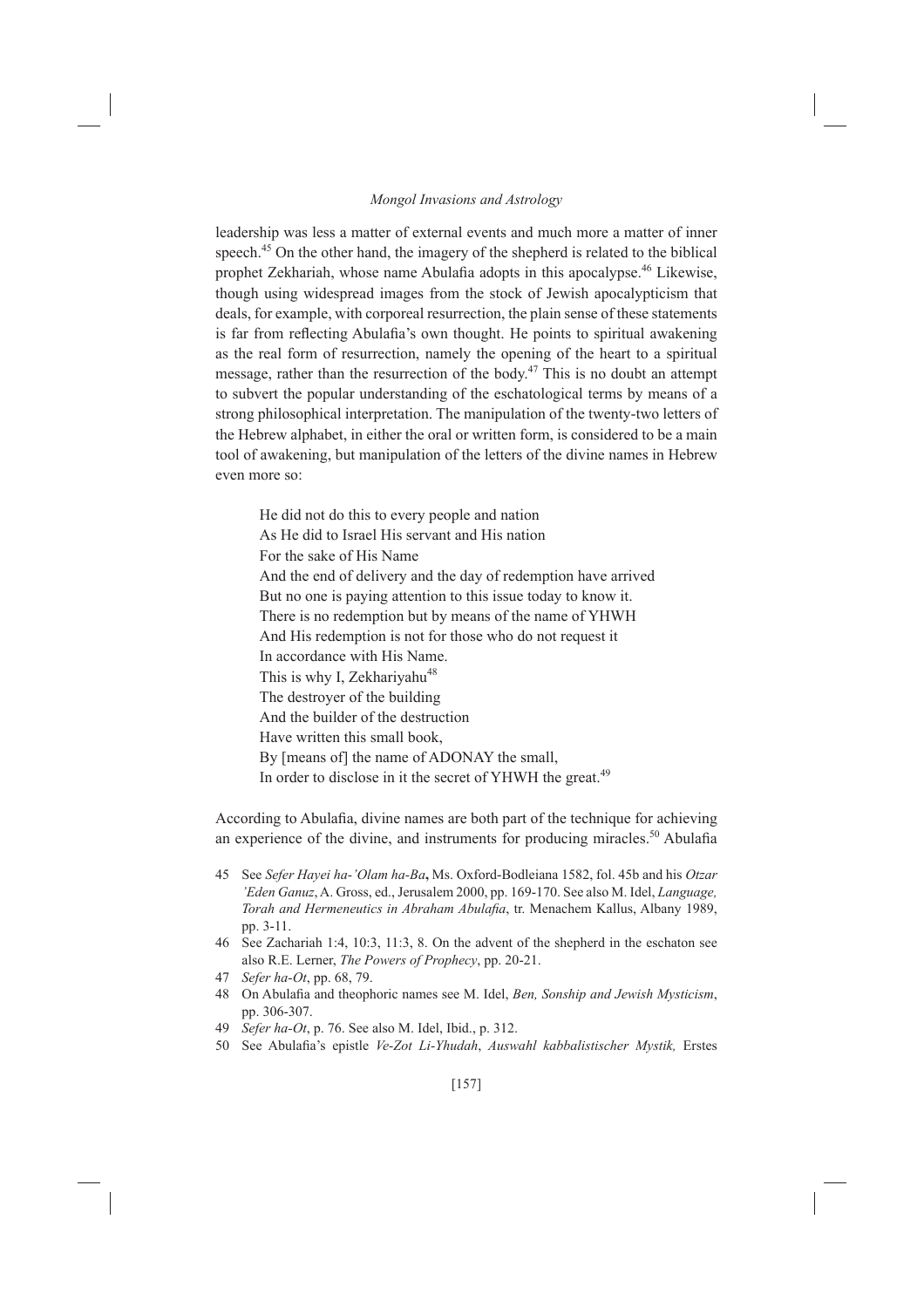leadership was less a matter of external events and much more a matter of inner speech.[45] On the other hand, the imagery of the shepherd is related to the biblical prophet Zekhariah, whose name Abulafia adopts in this apocalypse.[46] Likewise, though using widespread images from the stock of Jewish apocalypticism that deals, for example, with corporeal resurrection, the plain sense of these statements is far from reflecting Abulafia's own thought. He points to spiritual awakening as the real form of resurrection, namely the opening of the heart to a spiritual message, rather than the resurrection of the body.[47] This is no doubt an attempt to subvert the popular understanding of the eschatological terms by means of a strong philosophical interpretation. The manipulation of the twenty-two letters of the Hebrew alphabet, in either the oral or written form, is considered to be a main tool of awakening, but manipulation of the letters of the divine names in Hebrew even more so:

> He did not do this to every people and nation
> As He did to Israel His servant and His nation
> For the sake of His Name
> And the end of delivery and the day of redemption have arrived
> But no one is paying attention to this issue today to know it.
> There is no redemption but by means of the name of YHWH
> And His redemption is not for those who do not request it
> In accordance with His Name.
> This is why I, Zekhariyahu[48]
> The destroyer of the building
> And the builder of the destruction
> Have written this small book,
> By [means of] the name of ADONAY the small,
> In order to disclose in it the secret of YHWH the great.[49]

According to Abulafia, divine names are both part of the technique for achieving an experience of the divine, and instruments for producing miracles.[50] Abulafia

45 See *Sefer Hayei ha-'Olam ha-Ba*, Ms. Oxford-Bodleiana 1582, fol. 45b and his *Otzar 'Eden Ganuz*, A. Gross, ed., Jerusalem 2000, pp. 169-170. See also M. Idel, *Language, Torah and Hermeneutics in Abraham Abulafia*, tr. Menachem Kallus, Albany 1989, pp. 3-11.

46 See Zachariah 1:4, 10:3, 11:3, 8. On the advent of the shepherd in the eschaton see also R.E. Lerner, *The Powers of Prophecy*, pp. 20-21.

47 *Sefer ha-Ot*, pp. 68, 79.

48 On Abulafia and theophoric names see M. Idel, *Ben, Sonship and Jewish Mysticism*, pp. 306-307.

49 *Sefer ha-Ot*, p. 76. See also M. Idel, Ibid., p. 312.

50 See Abulafia's epistle *Ve-Zot Li-Yhudah*, *Auswahl kabbalistischer Mystik,* Erstes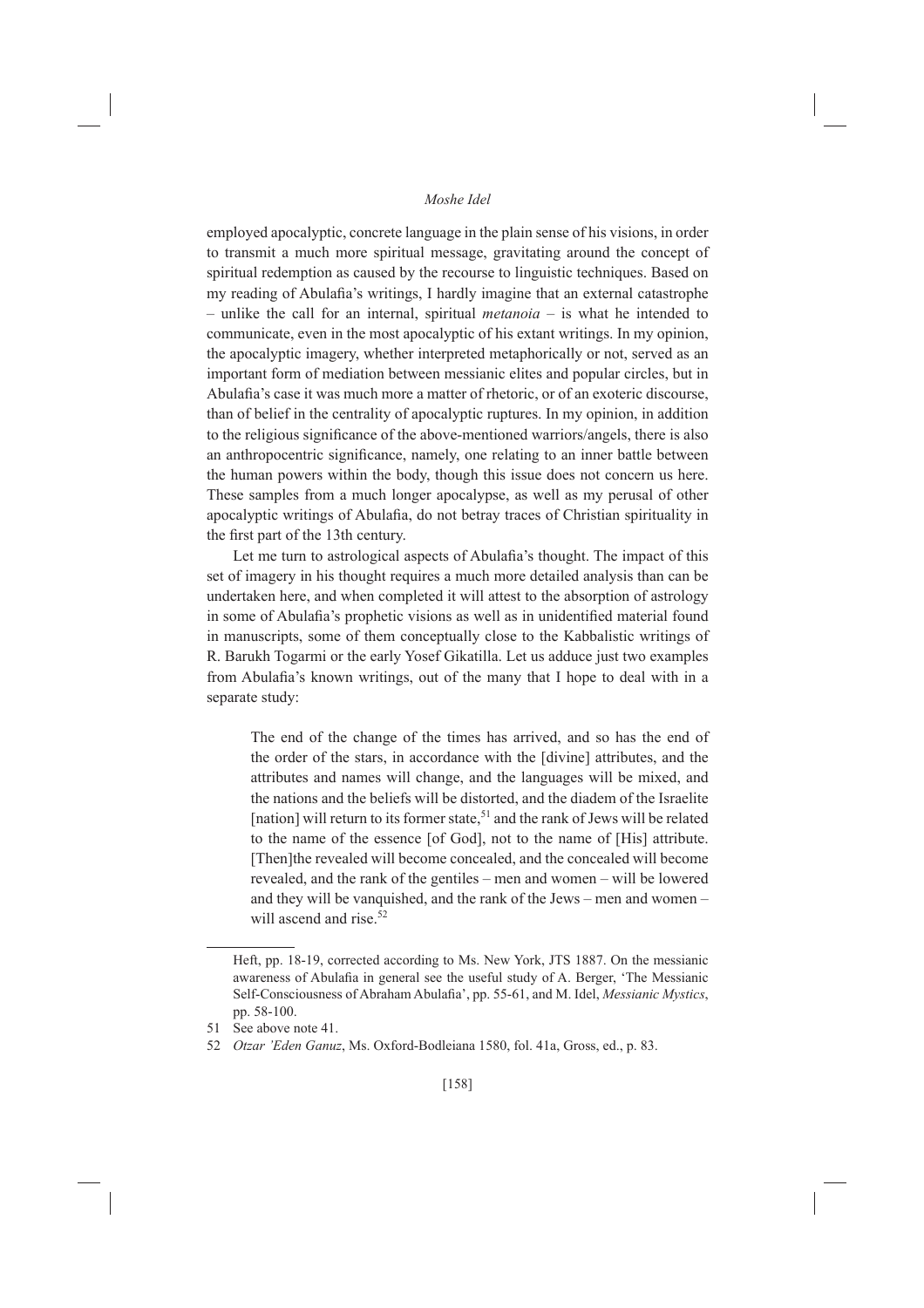employed apocalyptic, concrete language in the plain sense of his visions, in order to transmit a much more spiritual message, gravitating around the concept of spiritual redemption as caused by the recourse to linguistic techniques. Based on my reading of Abulafia's writings, I hardly imagine that an external catastrophe – unlike the call for an internal, spiritual *metanoia* – is what he intended to communicate, even in the most apocalyptic of his extant writings. In my opinion, the apocalyptic imagery, whether interpreted metaphorically or not, served as an important form of mediation between messianic elites and popular circles, but in Abulafia's case it was much more a matter of rhetoric, or of an exoteric discourse, than of belief in the centrality of apocalyptic ruptures. In my opinion, in addition to the religious significance of the above-mentioned warriors/angels, there is also an anthropocentric significance, namely, one relating to an inner battle between the human powers within the body, though this issue does not concern us here. These samples from a much longer apocalypse, as well as my perusal of other apocalyptic writings of Abulafia, do not betray traces of Christian spirituality in the first part of the 13th century.

Let me turn to astrological aspects of Abulafia's thought. The impact of this set of imagery in his thought requires a much more detailed analysis than can be undertaken here, and when completed it will attest to the absorption of astrology in some of Abulafia's prophetic visions as well as in unidentified material found in manuscripts, some of them conceptually close to the Kabbalistic writings of R. Barukh Togarmi or the early Yosef Gikatilla. Let us adduce just two examples from Abulafia's known writings, out of the many that I hope to deal with in a separate study:

> The end of the change of the times has arrived, and so has the end of the order of the stars, in accordance with the [divine] attributes, and the attributes and names will change, and the languages will be mixed, and the nations and the beliefs will be distorted, and the diadem of the Israelite [nation] will return to its former state,[51] and the rank of Jews will be related to the name of the essence [of God], not to the name of [His] attribute. [Then]the revealed will become concealed, and the concealed will become revealed, and the rank of the gentiles – men and women – will be lowered and they will be vanquished, and the rank of the Jews – men and women – will ascend and rise.[52]

---

Heft, pp. 18-19, corrected according to Ms. New York, JTS 1887. On the messianic awareness of Abulafia in general see the useful study of A. Berger, 'The Messianic Self-Consciousness of Abraham Abulafia', pp. 55-61, and M. Idel, *Messianic Mystics*, pp. 58-100.

51 See above note 41.

52 *Otzar 'Eden Ganuz*, Ms. Oxford-Bodleiana 1580, fol. 41a, Gross, ed., p. 83.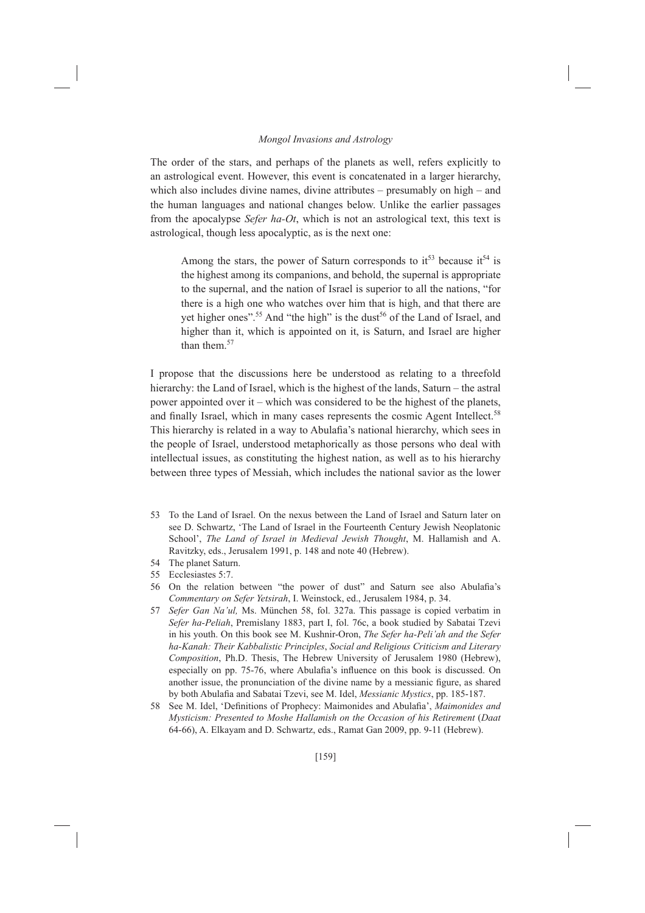The order of the stars, and perhaps of the planets as well, refers explicitly to an astrological event. However, this event is concatenated in a larger hierarchy, which also includes divine names, divine attributes – presumably on high – and the human languages and national changes below. Unlike the earlier passages from the apocalypse *Sefer ha-Ot*, which is not an astrological text, this text is astrological, though less apocalyptic, as is the next one:

> Among the stars, the power of Saturn corresponds to it[53] because it[54] is the highest among its companions, and behold, the supernal is appropriate to the supernal, and the nation of Israel is superior to all the nations, "for there is a high one who watches over him that is high, and that there are yet higher ones".[55] And "the high" is the dust[56] of the Land of Israel, and higher than it, which is appointed on it, is Saturn, and Israel are higher than them.[57]

I propose that the discussions here be understood as relating to a threefold hierarchy: the Land of Israel, which is the highest of the lands, Saturn – the astral power appointed over it – which was considered to be the highest of the planets, and finally Israel, which in many cases represents the cosmic Agent Intellect.[58] This hierarchy is related in a way to Abulafia's national hierarchy, which sees in the people of Israel, understood metaphorically as those persons who deal with intellectual issues, as constituting the highest nation, as well as to his hierarchy between three types of Messiah, which includes the national savior as the lower

53 To the Land of Israel. On the nexus between the Land of Israel and Saturn later on see D. Schwartz, 'The Land of Israel in the Fourteenth Century Jewish Neoplatonic School', *The Land of Israel in Medieval Jewish Thought*, M. Hallamish and A. Ravitzky, eds., Jerusalem 1991, p. 148 and note 40 (Hebrew).

54 The planet Saturn.

55 Ecclesiastes 5:7.

56 On the relation between "the power of dust" and Saturn see also Abulafia's *Commentary on Sefer Yetsirah*, I. Weinstock, ed., Jerusalem 1984, p. 34.

57 *Sefer Gan Na'ul,* Ms. München 58, fol. 327a. This passage is copied verbatim in *Sefer ha-Peliah*, Premislany 1883, part I, fol. 76c, a book studied by Sabatai Tzevi in his youth. On this book see M. Kushnir-Oron, *The Sefer ha-Peli'ah and the Sefer ha-Kanah: Their Kabbalistic Principles*, *Social and Religious Criticism and Literary Composition*, Ph.D. Thesis, The Hebrew University of Jerusalem 1980 (Hebrew), especially on pp. 75-76, where Abulafia's influence on this book is discussed. On another issue, the pronunciation of the divine name by a messianic figure, as shared by both Abulafia and Sabatai Tzevi, see M. Idel, *Messianic Mystics*, pp. 185-187.

58 See M. Idel, 'Definitions of Prophecy: Maimonides and Abulafia', *Maimonides and Mysticism: Presented to Moshe Hallamish on the Occasion of his Retirement* (*Daat* 64-66), A. Elkayam and D. Schwartz, eds., Ramat Gan 2009, pp. 9-11 (Hebrew).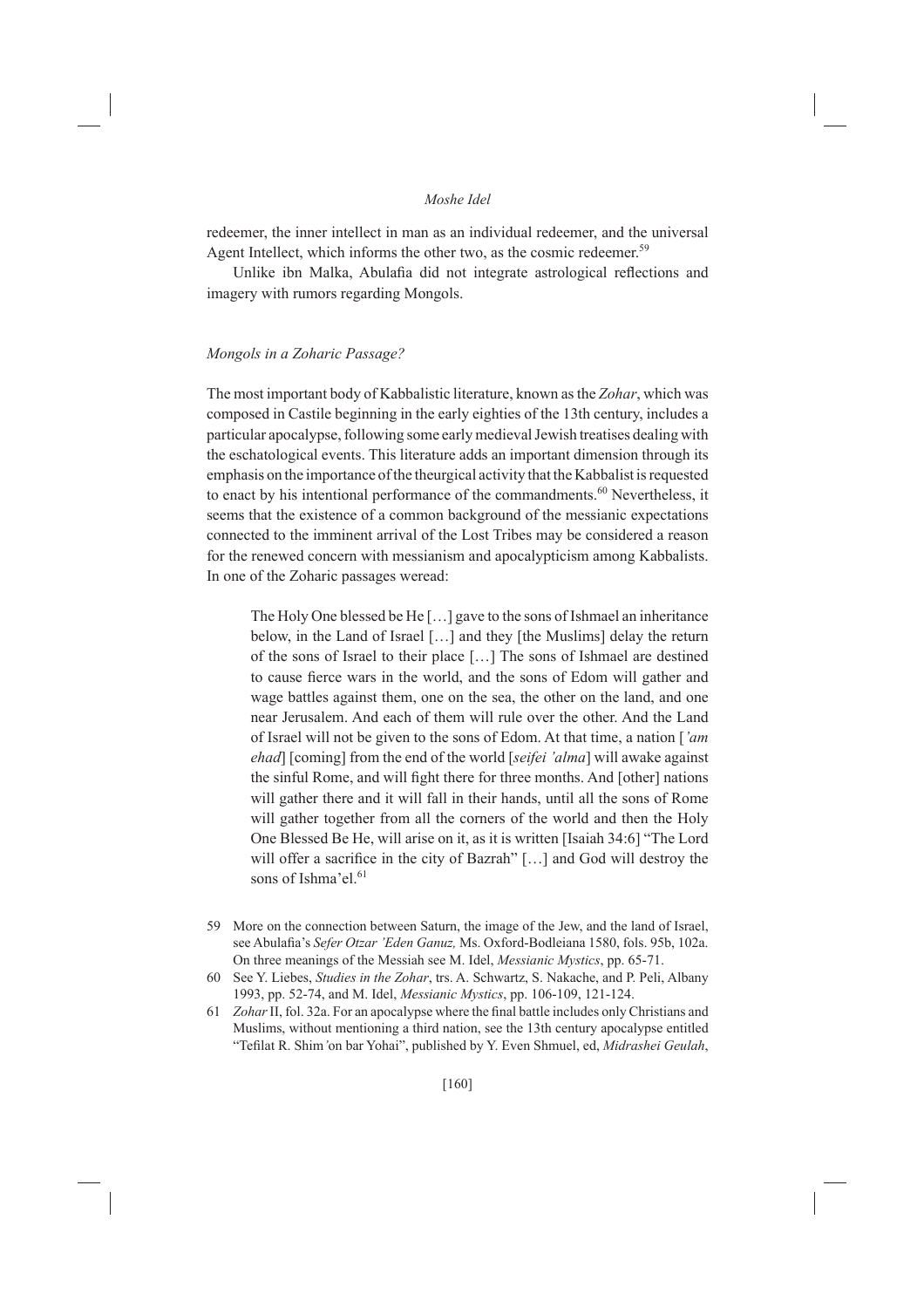redeemer, the inner intellect in man as an individual redeemer, and the universal Agent Intellect, which informs the other two, as the cosmic redeemer.[59]

Unlike ibn Malka, Abulafia did not integrate astrological reflections and imagery with rumors regarding Mongols.

### *Mongols in a Zoharic Passage?*

The most important body of Kabbalistic literature, known as the *Zohar*, which was composed in Castile beginning in the early eighties of the 13th century, includes a particular apocalypse, following some early medieval Jewish treatises dealing with the eschatological events. This literature adds an important dimension through its emphasis on the importance of the theurgical activity that the Kabbalist is requested to enact by his intentional performance of the commandments.[60] Nevertheless, it seems that the existence of a common background of the messianic expectations connected to the imminent arrival of the Lost Tribes may be considered a reason for the renewed concern with messianism and apocalypticism among Kabbalists. In one of the Zoharic passages weread:

> The Holy One blessed be He […] gave to the sons of Ishmael an inheritance below, in the Land of Israel […] and they [the Muslims] delay the return of the sons of Israel to their place […] The sons of Ishmael are destined to cause fierce wars in the world, and the sons of Edom will gather and wage battles against them, one on the sea, the other on the land, and one near Jerusalem. And each of them will rule over the other. And the Land of Israel will not be given to the sons of Edom. At that time, a nation [*'am ehad*] [coming] from the end of the world [*seifei 'alma*] will awake against the sinful Rome, and will fight there for three months. And [other] nations will gather there and it will fall in their hands, until all the sons of Rome will gather together from all the corners of the world and then the Holy One Blessed Be He, will arise on it, as it is written [Isaiah 34:6] "The Lord will offer a sacrifice in the city of Bazrah" […] and God will destroy the sons of Ishma'el.[61]

59 More on the connection between Saturn, the image of the Jew, and the land of Israel, see Abulafia's *Sefer Otzar 'Eden Ganuz,* Ms. Oxford-Bodleiana 1580, fols. 95b, 102a. On three meanings of the Messiah see M. Idel, *Messianic Mystics*, pp. 65-71.

60 See Y. Liebes, *Studies in the Zohar*, trs. A. Schwartz, S. Nakache, and P. Peli, Albany 1993, pp. 52-74, and M. Idel, *Messianic Mystics*, pp. 106-109, 121-124.

61 *Zohar* II, fol. 32a. For an apocalypse where the final battle includes only Christians and Muslims, without mentioning a third nation, see the 13th century apocalypse entitled "Tefilat R. Shim'on bar Yohai", published by Y. Even Shmuel, ed, *Midrashei Geulah*,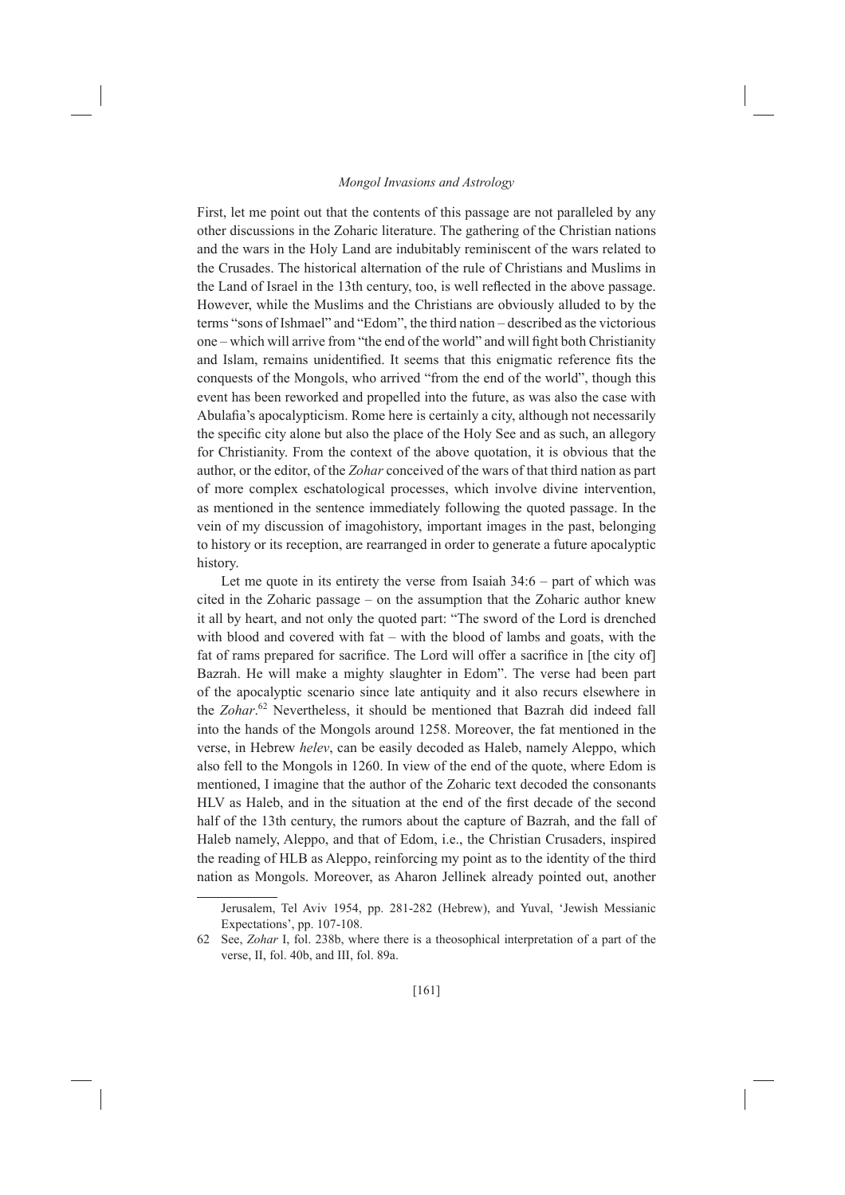First, let me point out that the contents of this passage are not paralleled by any other discussions in the Zoharic literature. The gathering of the Christian nations and the wars in the Holy Land are indubitably reminiscent of the wars related to the Crusades. The historical alternation of the rule of Christians and Muslims in the Land of Israel in the 13th century, too, is well reflected in the above passage. However, while the Muslims and the Christians are obviously alluded to by the terms "sons of Ishmael" and "Edom", the third nation – described as the victorious one – which will arrive from "the end of the world" and will fight both Christianity and Islam, remains unidentified. It seems that this enigmatic reference fits the conquests of the Mongols, who arrived "from the end of the world", though this event has been reworked and propelled into the future, as was also the case with Abulafia's apocalypticism. Rome here is certainly a city, although not necessarily the specific city alone but also the place of the Holy See and as such, an allegory for Christianity. From the context of the above quotation, it is obvious that the author, or the editor, of the *Zohar* conceived of the wars of that third nation as part of more complex eschatological processes, which involve divine intervention, as mentioned in the sentence immediately following the quoted passage. In the vein of my discussion of imagohistory, important images in the past, belonging to history or its reception, are rearranged in order to generate a future apocalyptic history.

Let me quote in its entirety the verse from Isaiah 34:6 – part of which was cited in the Zoharic passage – on the assumption that the Zoharic author knew it all by heart, and not only the quoted part: "The sword of the Lord is drenched with blood and covered with fat – with the blood of lambs and goats, with the fat of rams prepared for sacrifice. The Lord will offer a sacrifice in [the city of] Bazrah. He will make a mighty slaughter in Edom". The verse had been part of the apocalyptic scenario since late antiquity and it also recurs elsewhere in the *Zohar*.[62] Nevertheless, it should be mentioned that Bazrah did indeed fall into the hands of the Mongols around 1258. Moreover, the fat mentioned in the verse, in Hebrew *helev*, can be easily decoded as Haleb, namely Aleppo, which also fell to the Mongols in 1260. In view of the end of the quote, where Edom is mentioned, I imagine that the author of the Zoharic text decoded the consonants HLV as Haleb, and in the situation at the end of the first decade of the second half of the 13th century, the rumors about the capture of Bazrah, and the fall of Haleb namely, Aleppo, and that of Edom, i.e., the Christian Crusaders, inspired the reading of HLB as Aleppo, reinforcing my point as to the identity of the third nation as Mongols. Moreover, as Aharon Jellinek already pointed out, another

---

Jerusalem, Tel Aviv 1954, pp. 281-282 (Hebrew), and Yuval, 'Jewish Messianic Expectations', pp. 107-108.

62 See, *Zohar* I, fol. 238b, where there is a theosophical interpretation of a part of the verse, II, fol. 40b, and III, fol. 89a.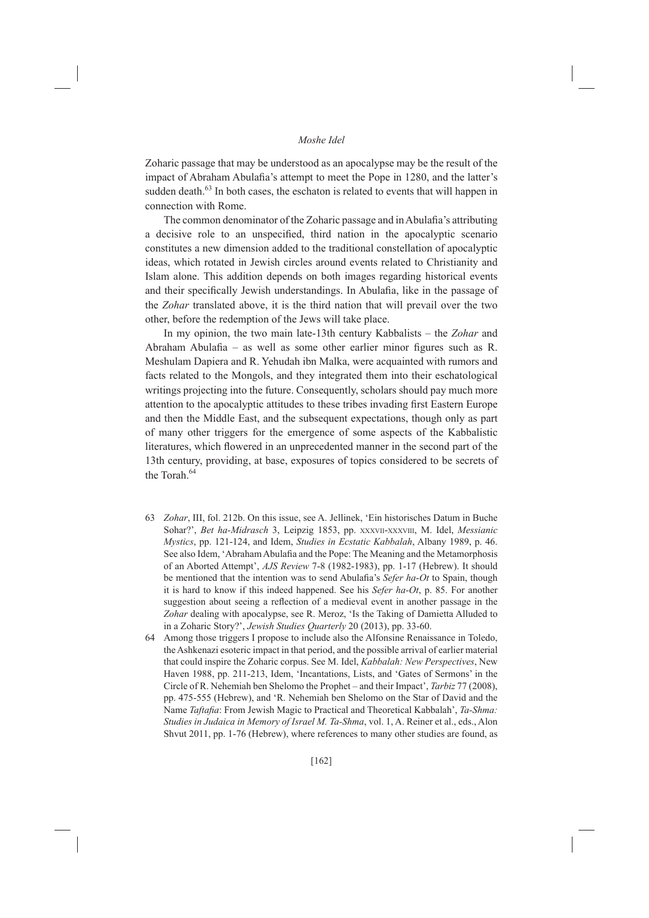Zoharic passage that may be understood as an apocalypse may be the result of the impact of Abraham Abulafia's attempt to meet the Pope in 1280, and the latter's sudden death.[63] In both cases, the eschaton is related to events that will happen in connection with Rome.

The common denominator of the Zoharic passage and in Abulafia's attributing a decisive role to an unspecified, third nation in the apocalyptic scenario constitutes a new dimension added to the traditional constellation of apocalyptic ideas, which rotated in Jewish circles around events related to Christianity and Islam alone. This addition depends on both images regarding historical events and their specifically Jewish understandings. In Abulafia, like in the passage of the *Zohar* translated above, it is the third nation that will prevail over the two other, before the redemption of the Jews will take place.

In my opinion, the two main late-13th century Kabbalists – the *Zohar* and Abraham Abulafia – as well as some other earlier minor figures such as R. Meshulam Dapiera and R. Yehudah ibn Malka, were acquainted with rumors and facts related to the Mongols, and they integrated them into their eschatological writings projecting into the future. Consequently, scholars should pay much more attention to the apocalyptic attitudes to these tribes invading first Eastern Europe and then the Middle East, and the subsequent expectations, though only as part of many other triggers for the emergence of some aspects of the Kabbalistic literatures, which flowered in an unprecedented manner in the second part of the 13th century, providing, at base, exposures of topics considered to be secrets of the Torah.[64]

---

63 *Zohar*, III, fol. 212b. On this issue, see A. Jellinek, 'Ein historisches Datum in Buche Sohar?', *Bet ha-Midrasch* 3, Leipzig 1853, pp. XXXVII-XXXVIII, M. Idel, *Messianic Mystics*, pp. 121-124, and Idem, *Studies in Ecstatic Kabbalah*, Albany 1989, p. 46. See also Idem, 'Abraham Abulafia and the Pope: The Meaning and the Metamorphosis of an Aborted Attempt', *AJS Review* 7-8 (1982-1983), pp. 1-17 (Hebrew). It should be mentioned that the intention was to send Abulafia's *Sefer ha-Ot* to Spain, though it is hard to know if this indeed happened. See his *Sefer ha-Ot*, p. 85. For another suggestion about seeing a reflection of a medieval event in another passage in the *Zohar* dealing with apocalypse, see R. Meroz, 'Is the Taking of Damietta Alluded to in a Zoharic Story?', *Jewish Studies Quarterly* 20 (2013), pp. 33-60.

64 Among those triggers I propose to include also the Alfonsine Renaissance in Toledo, the Ashkenazi esoteric impact in that period, and the possible arrival of earlier material that could inspire the Zoharic corpus. See M. Idel, *Kabbalah: New Perspectives*, New Haven 1988, pp. 211-213, Idem, 'Incantations, Lists, and 'Gates of Sermons' in the Circle of R. Nehemiah ben Shelomo the Prophet – and their Impact', *Tarbiz* 77 (2008), pp. 475-555 (Hebrew), and 'R. Nehemiah ben Shelomo on the Star of David and the Name *Taftafia*: From Jewish Magic to Practical and Theoretical Kabbalah', *Ta-Shma: Studies in Judaica in Memory of Israel M. Ta-Shma*, vol. 1, A. Reiner et al., eds., Alon Shvut 2011, pp. 1-76 (Hebrew), where references to many other studies are found, as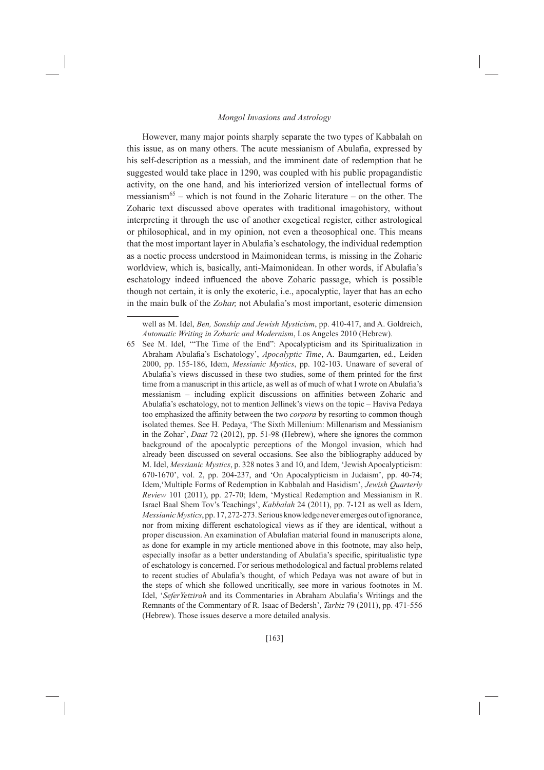However, many major points sharply separate the two types of Kabbalah on this issue, as on many others. The acute messianism of Abulafia, expressed by his self-description as a messiah, and the imminent date of redemption that he suggested would take place in 1290, was coupled with his public propagandistic activity, on the one hand, and his interiorized version of intellectual forms of messianism[65] – which is not found in the Zoharic literature – on the other. The Zoharic text discussed above operates with traditional imagohistory, without interpreting it through the use of another exegetical register, either astrological or philosophical, and in my opinion, not even a theosophical one. This means that the most important layer in Abulafia's eschatology, the individual redemption as a noetic process understood in Maimonidean terms, is missing in the Zoharic worldview, which is, basically, anti-Maimonidean. In other words, if Abulafia's eschatology indeed influenced the above Zoharic passage, which is possible though not certain, it is only the exoteric, i.e., apocalyptic, layer that has an echo in the main bulk of the *Zohar,* not Abulafia's most important, esoteric dimension

---

well as M. Idel, *Ben, Sonship and Jewish Mysticism*, pp. 410-417, and A. Goldreich, *Automatic Writing in Zoharic and Modernism*, Los Angeles 2010 (Hebrew).

65 See M. Idel, '"The Time of the End": Apocalypticism and its Spiritualization in Abraham Abulafia's Eschatology', *Apocalyptic Time*, A. Baumgarten, ed., Leiden 2000, pp. 155-186, Idem, *Messianic Mystics*, pp. 102-103. Unaware of several of Abulafia's views discussed in these two studies, some of them printed for the first time from a manuscript in this article, as well as of much of what I wrote on Abulafia's messianism – including explicit discussions on affinities between Zoharic and Abulafia's eschatology, not to mention Jellinek's views on the topic – Haviva Pedaya too emphasized the affinity between the two *corpora* by resorting to common though isolated themes. See H. Pedaya, 'The Sixth Millenium: Millenarism and Messianism in the Zohar', *Daat* 72 (2012), pp. 51-98 (Hebrew), where she ignores the common background of the apocalyptic perceptions of the Mongol invasion, which had already been discussed on several occasions. See also the bibliography adduced by M. Idel, *Messianic Mystics*, p. 328 notes 3 and 10, and Idem, 'Jewish Apocalypticism: 670-1670', vol. 2, pp. 204-237, and 'On Apocalypticism in Judaism', pp. 40-74; Idem, 'Multiple Forms of Redemption in Kabbalah and Hasidism', *Jewish Quarterly Review* 101 (2011), pp. 27-70; Idem, 'Mystical Redemption and Messianism in R. Israel Baal Shem Tov's Teachings', *Kabbalah* 24 (2011), pp. 7-121 as well as Idem, *Messianic Mystics*, pp. 17, 272-273. Serious knowledge never emerges out of ignorance, nor from mixing different eschatological views as if they are identical, without a proper discussion. An examination of Abulafian material found in manuscripts alone, as done for example in my article mentioned above in this footnote, may also help, especially insofar as a better understanding of Abulafia's specific, spiritualistic type of eschatology is concerned. For serious methodological and factual problems related to recent studies of Abulafia's thought, of which Pedaya was not aware of but in the steps of which she followed uncritically, see more in various footnotes in M. Idel, '*SeferYetzirah* and its Commentaries in Abraham Abulafia's Writings and the Remnants of the Commentary of R. Isaac of Bedersh', *Tarbiz* 79 (2011), pp. 471-556 (Hebrew). Those issues deserve a more detailed analysis.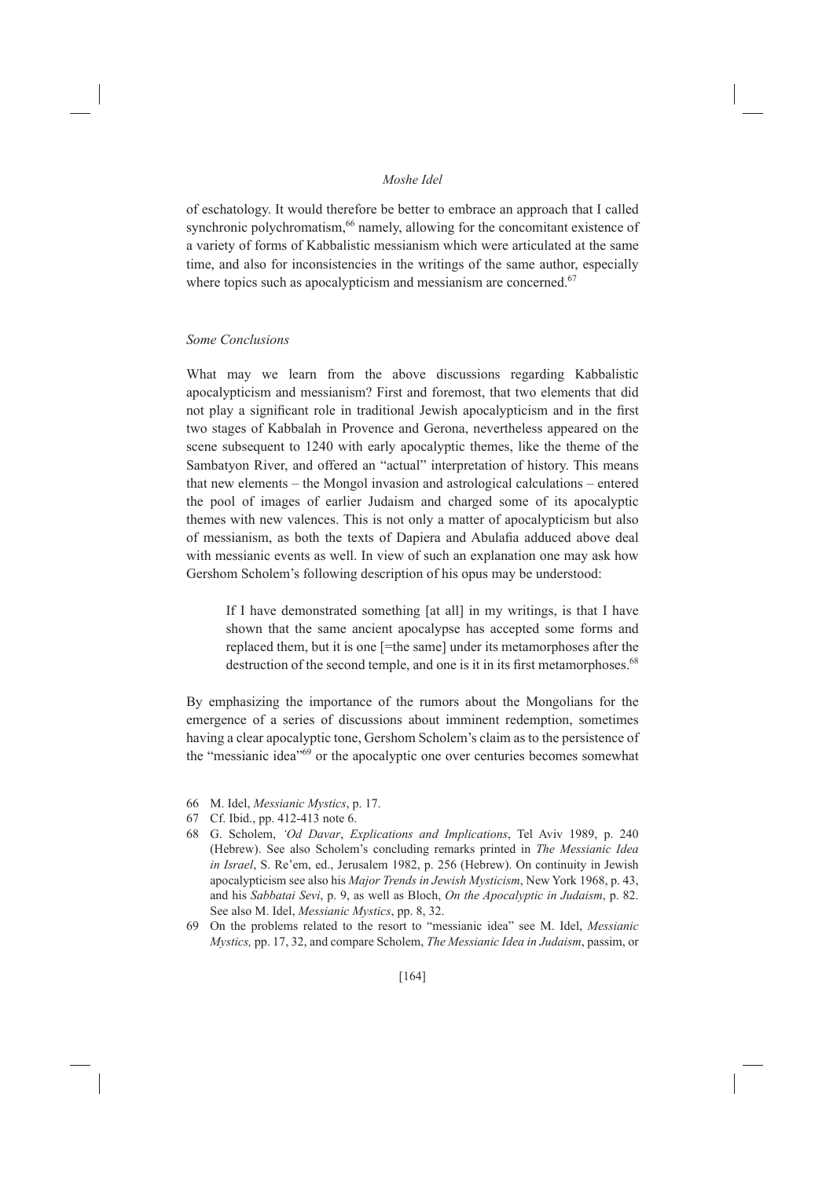of eschatology. It would therefore be better to embrace an approach that I called synchronic polychromatism,[66] namely, allowing for the concomitant existence of a variety of forms of Kabbalistic messianism which were articulated at the same time, and also for inconsistencies in the writings of the same author, especially where topics such as apocalypticism and messianism are concerned.[67]

### *Some Conclusions*

What may we learn from the above discussions regarding Kabbalistic apocalypticism and messianism? First and foremost, that two elements that did not play a significant role in traditional Jewish apocalypticism and in the first two stages of Kabbalah in Provence and Gerona, nevertheless appeared on the scene subsequent to 1240 with early apocalyptic themes, like the theme of the Sambatyon River, and offered an "actual" interpretation of history. This means that new elements – the Mongol invasion and astrological calculations – entered the pool of images of earlier Judaism and charged some of its apocalyptic themes with new valences. This is not only a matter of apocalypticism but also of messianism, as both the texts of Dapiera and Abulafia adduced above deal with messianic events as well. In view of such an explanation one may ask how Gershom Scholem's following description of his opus may be understood:

> If I have demonstrated something [at all] in my writings, is that I have shown that the same ancient apocalypse has accepted some forms and replaced them, but it is one [=the same] under its metamorphoses after the destruction of the second temple, and one is it in its first metamorphoses.[68]

By emphasizing the importance of the rumors about the Mongolians for the emergence of a series of discussions about imminent redemption, sometimes having a clear apocalyptic tone, Gershom Scholem's claim as to the persistence of the "messianic idea"[69] or the apocalyptic one over centuries becomes somewhat

66 M. Idel, *Messianic Mystics*, p. 17.

67 Cf. Ibid., pp. 412-413 note 6.

68 G. Scholem, *'Od Davar*, *Explications and Implications*, Tel Aviv 1989, p. 240 (Hebrew). See also Scholem's concluding remarks printed in *The Messianic Idea in Israel*, S. Re'em, ed., Jerusalem 1982, p. 256 (Hebrew). On continuity in Jewish apocalypticism see also his *Major Trends in Jewish Mysticism*, New York 1968, p. 43, and his *Sabbatai Sevi*, p. 9, as well as Bloch, *On the Apocalyptic in Judaism*, p. 82. See also M. Idel, *Messianic Mystics*, pp. 8, 32.

69 On the problems related to the resort to "messianic idea" see M. Idel, *Messianic Mystics,* pp. 17, 32, and compare Scholem, *The Messianic Idea in Judaism*, passim, or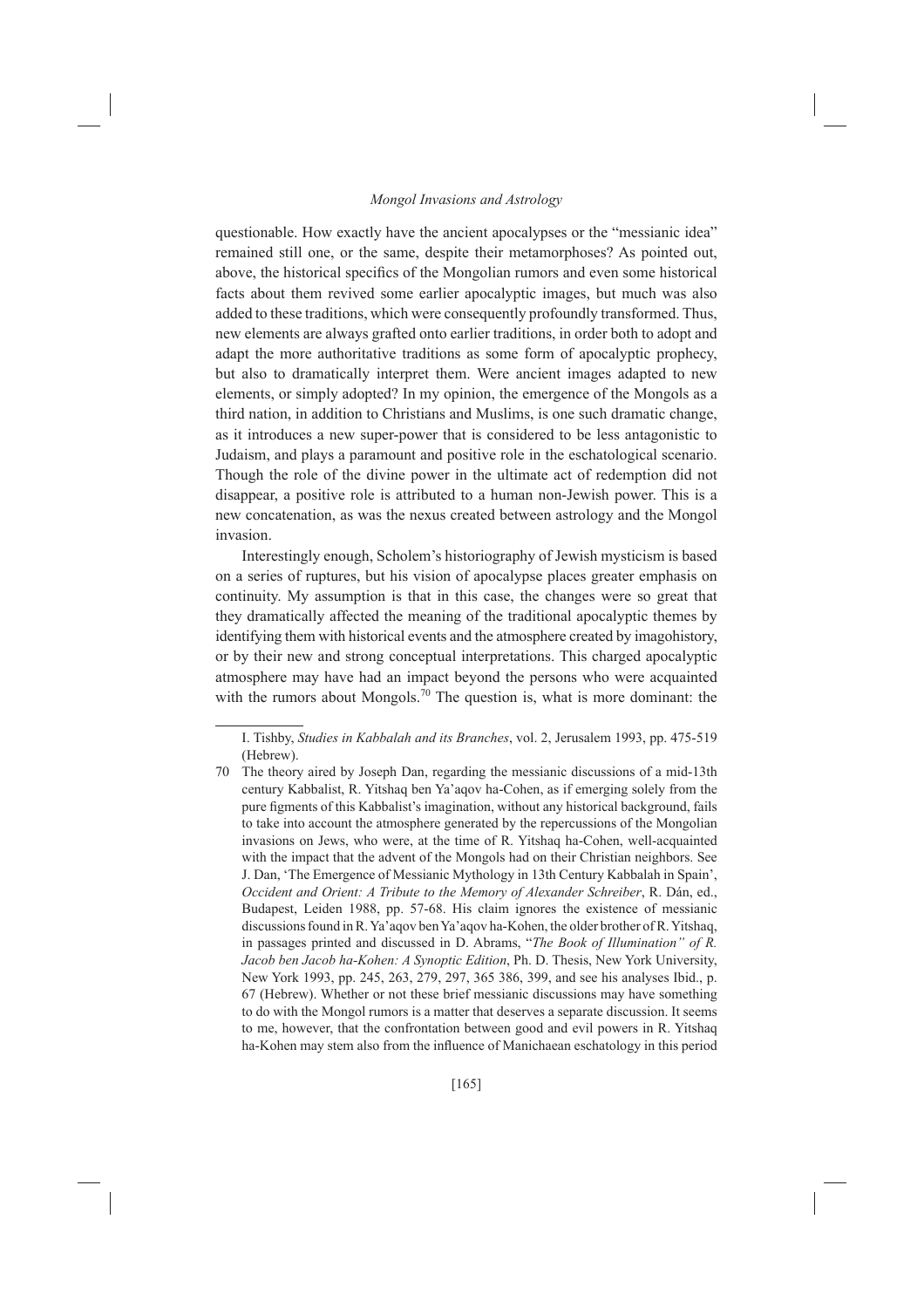questionable. How exactly have the ancient apocalypses or the "messianic idea" remained still one, or the same, despite their metamorphoses? As pointed out, above, the historical specifics of the Mongolian rumors and even some historical facts about them revived some earlier apocalyptic images, but much was also added to these traditions, which were consequently profoundly transformed. Thus, new elements are always grafted onto earlier traditions, in order both to adopt and adapt the more authoritative traditions as some form of apocalyptic prophecy, but also to dramatically interpret them. Were ancient images adapted to new elements, or simply adopted? In my opinion, the emergence of the Mongols as a third nation, in addition to Christians and Muslims, is one such dramatic change, as it introduces a new super-power that is considered to be less antagonistic to Judaism, and plays a paramount and positive role in the eschatological scenario. Though the role of the divine power in the ultimate act of redemption did not disappear, a positive role is attributed to a human non-Jewish power. This is a new concatenation, as was the nexus created between astrology and the Mongol invasion.

Interestingly enough, Scholem's historiography of Jewish mysticism is based on a series of ruptures, but his vision of apocalypse places greater emphasis on continuity. My assumption is that in this case, the changes were so great that they dramatically affected the meaning of the traditional apocalyptic themes by identifying them with historical events and the atmosphere created by imagohistory, or by their new and strong conceptual interpretations. This charged apocalyptic atmosphere may have had an impact beyond the persons who were acquainted with the rumors about Mongols.[70] The question is, what is more dominant: the

---

I. Tishby, *Studies in Kabbalah and its Branches*, vol. 2, Jerusalem 1993, pp. 475-519 (Hebrew).

70 The theory aired by Joseph Dan, regarding the messianic discussions of a mid-13th century Kabbalist, R. Yitshaq ben Ya'aqov ha-Cohen, as if emerging solely from the pure figments of this Kabbalist's imagination, without any historical background, fails to take into account the atmosphere generated by the repercussions of the Mongolian invasions on Jews, who were, at the time of R. Yitshaq ha-Cohen, well-acquainted with the impact that the advent of the Mongols had on their Christian neighbors. See J. Dan, 'The Emergence of Messianic Mythology in 13th Century Kabbalah in Spain', *Occident and Orient: A Tribute to the Memory of Alexander Schreiber*, R. Dán, ed., Budapest, Leiden 1988, pp. 57-68. His claim ignores the existence of messianic discussions found in R. Ya'aqov ben Ya'aqov ha-Kohen, the older brother of R. Yitshaq, in passages printed and discussed in D. Abrams, "*The Book of Illumination" of R. Jacob ben Jacob ha-Kohen: A Synoptic Edition*, Ph. D. Thesis, New York University, New York 1993, pp. 245, 263, 279, 297, 365 386, 399, and see his analyses Ibid., p. 67 (Hebrew). Whether or not these brief messianic discussions may have something to do with the Mongol rumors is a matter that deserves a separate discussion. It seems to me, however, that the confrontation between good and evil powers in R. Yitshaq ha-Kohen may stem also from the influence of Manichaean eschatology in this period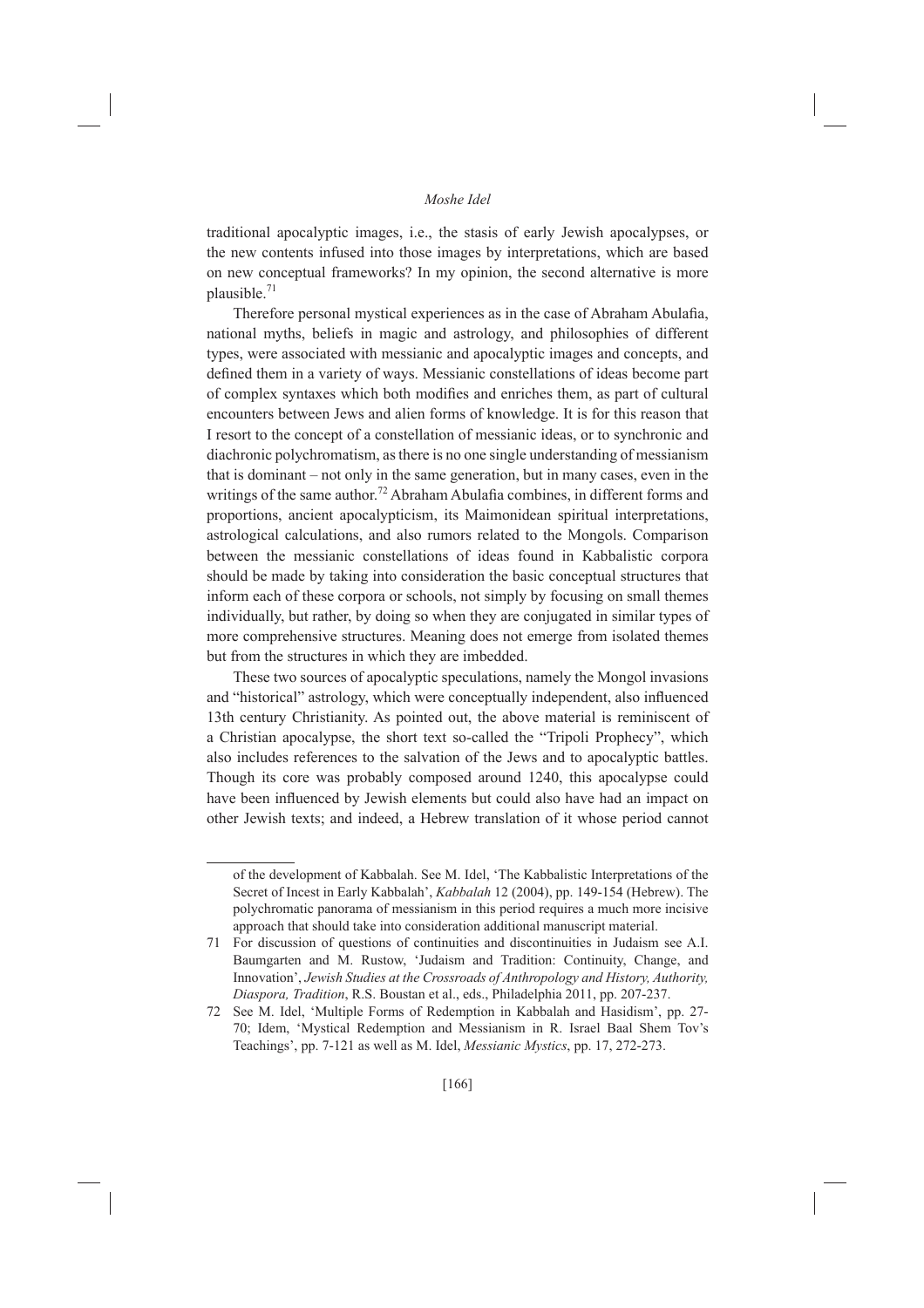traditional apocalyptic images, i.e., the stasis of early Jewish apocalypses, or the new contents infused into those images by interpretations, which are based on new conceptual frameworks? In my opinion, the second alternative is more plausible.[71]

Therefore personal mystical experiences as in the case of Abraham Abulafia, national myths, beliefs in magic and astrology, and philosophies of different types, were associated with messianic and apocalyptic images and concepts, and defined them in a variety of ways. Messianic constellations of ideas become part of complex syntaxes which both modifies and enriches them, as part of cultural encounters between Jews and alien forms of knowledge. It is for this reason that I resort to the concept of a constellation of messianic ideas, or to synchronic and diachronic polychromatism, as there is no one single understanding of messianism that is dominant – not only in the same generation, but in many cases, even in the writings of the same author.[72] Abraham Abulafia combines, in different forms and proportions, ancient apocalypticism, its Maimonidean spiritual interpretations, astrological calculations, and also rumors related to the Mongols. Comparison between the messianic constellations of ideas found in Kabbalistic corpora should be made by taking into consideration the basic conceptual structures that inform each of these corpora or schools, not simply by focusing on small themes individually, but rather, by doing so when they are conjugated in similar types of more comprehensive structures. Meaning does not emerge from isolated themes but from the structures in which they are imbedded.

These two sources of apocalyptic speculations, namely the Mongol invasions and "historical" astrology, which were conceptually independent, also influenced 13th century Christianity. As pointed out, the above material is reminiscent of a Christian apocalypse, the short text so-called the "Tripoli Prophecy", which also includes references to the salvation of the Jews and to apocalyptic battles. Though its core was probably composed around 1240, this apocalypse could have been influenced by Jewish elements but could also have had an impact on other Jewish texts; and indeed, a Hebrew translation of it whose period cannot

---

of the development of Kabbalah. See M. Idel, 'The Kabbalistic Interpretations of the Secret of Incest in Early Kabbalah', *Kabbalah* 12 (2004), pp. 149-154 (Hebrew). The polychromatic panorama of messianism in this period requires a much more incisive approach that should take into consideration additional manuscript material.

71 For discussion of questions of continuities and discontinuities in Judaism see A.I. Baumgarten and M. Rustow, 'Judaism and Tradition: Continuity, Change, and Innovation', *Jewish Studies at the Crossroads of Anthropology and History, Authority, Diaspora, Tradition*, R.S. Boustan et al., eds., Philadelphia 2011, pp. 207-237.

72 See M. Idel, 'Multiple Forms of Redemption in Kabbalah and Hasidism', pp. 27-70; Idem, 'Mystical Redemption and Messianism in R. Israel Baal Shem Tov's Teachings', pp. 7-121 as well as M. Idel, *Messianic Mystics*, pp. 17, 272-273.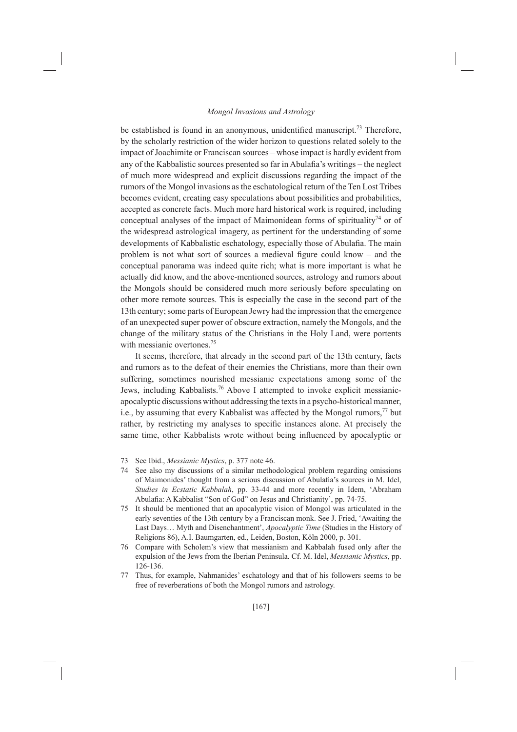be established is found in an anonymous, unidentified manuscript.[73] Therefore, by the scholarly restriction of the wider horizon to questions related solely to the impact of Joachimite or Franciscan sources – whose impact is hardly evident from any of the Kabbalistic sources presented so far in Abulafia's writings – the neglect of much more widespread and explicit discussions regarding the impact of the rumors of the Mongol invasions as the eschatological return of the Ten Lost Tribes becomes evident, creating easy speculations about possibilities and probabilities, accepted as concrete facts. Much more hard historical work is required, including conceptual analyses of the impact of Maimonidean forms of spirituality[74] or of the widespread astrological imagery, as pertinent for the understanding of some developments of Kabbalistic eschatology, especially those of Abulafia. The main problem is not what sort of sources a medieval figure could know – and the conceptual panorama was indeed quite rich; what is more important is what he actually did know, and the above-mentioned sources, astrology and rumors about the Mongols should be considered much more seriously before speculating on other more remote sources. This is especially the case in the second part of the 13th century; some parts of European Jewry had the impression that the emergence of an unexpected super power of obscure extraction, namely the Mongols, and the change of the military status of the Christians in the Holy Land, were portents with messianic overtones.[75]

It seems, therefore, that already in the second part of the 13th century, facts and rumors as to the defeat of their enemies the Christians, more than their own suffering, sometimes nourished messianic expectations among some of the Jews, including Kabbalists.[76] Above I attempted to invoke explicit messianic-apocalyptic discussions without addressing the texts in a psycho-historical manner, i.e., by assuming that every Kabbalist was affected by the Mongol rumors,[77] but rather, by restricting my analyses to specific instances alone. At precisely the same time, other Kabbalists wrote without being influenced by apocalyptic or

73 See Ibid., *Messianic Mystics*, p. 377 note 46.

74 See also my discussions of a similar methodological problem regarding omissions of Maimonides' thought from a serious discussion of Abulafia's sources in M. Idel, *Studies in Ecstatic Kabbalah*, pp. 33-44 and more recently in Idem, 'Abraham Abulafia: A Kabbalist "Son of God" on Jesus and Christianity', pp. 74-75.

75 It should be mentioned that an apocalyptic vision of Mongol was articulated in the early seventies of the 13th century by a Franciscan monk. See J. Fried, 'Awaiting the Last Days… Myth and Disenchantment', *Apocalyptic Time* (Studies in the History of Religions 86), A.I. Baumgarten, ed., Leiden, Boston, Köln 2000, p. 301.

76 Compare with Scholem's view that messianism and Kabbalah fused only after the expulsion of the Jews from the Iberian Peninsula. Cf. M. Idel, *Messianic Mystics*, pp. 126-136.

77 Thus, for example, Nahmanides' eschatology and that of his followers seems to be free of reverberations of both the Mongol rumors and astrology.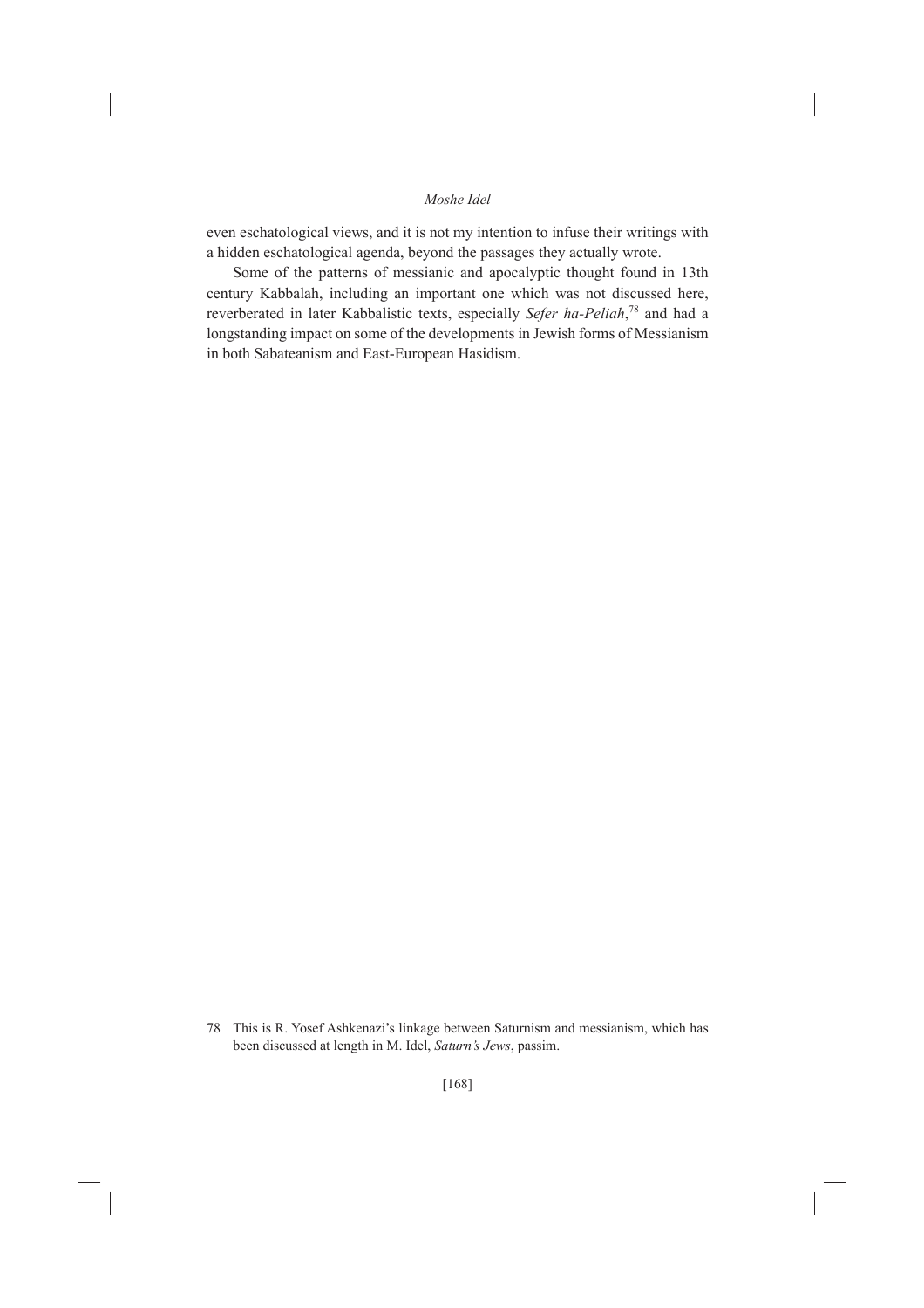even eschatological views, and it is not my intention to infuse their writings with a hidden eschatological agenda, beyond the passages they actually wrote.

Some of the patterns of messianic and apocalyptic thought found in 13th century Kabbalah, including an important one which was not discussed here, reverberated in later Kabbalistic texts, especially *Sefer ha-Peliah*,[78] and had a longstanding impact on some of the developments in Jewish forms of Messianism in both Sabateanism and East-European Hasidism.

78 This is R. Yosef Ashkenazi's linkage between Saturnism and messianism, which has been discussed at length in M. Idel, *Saturn's Jews*, passim.